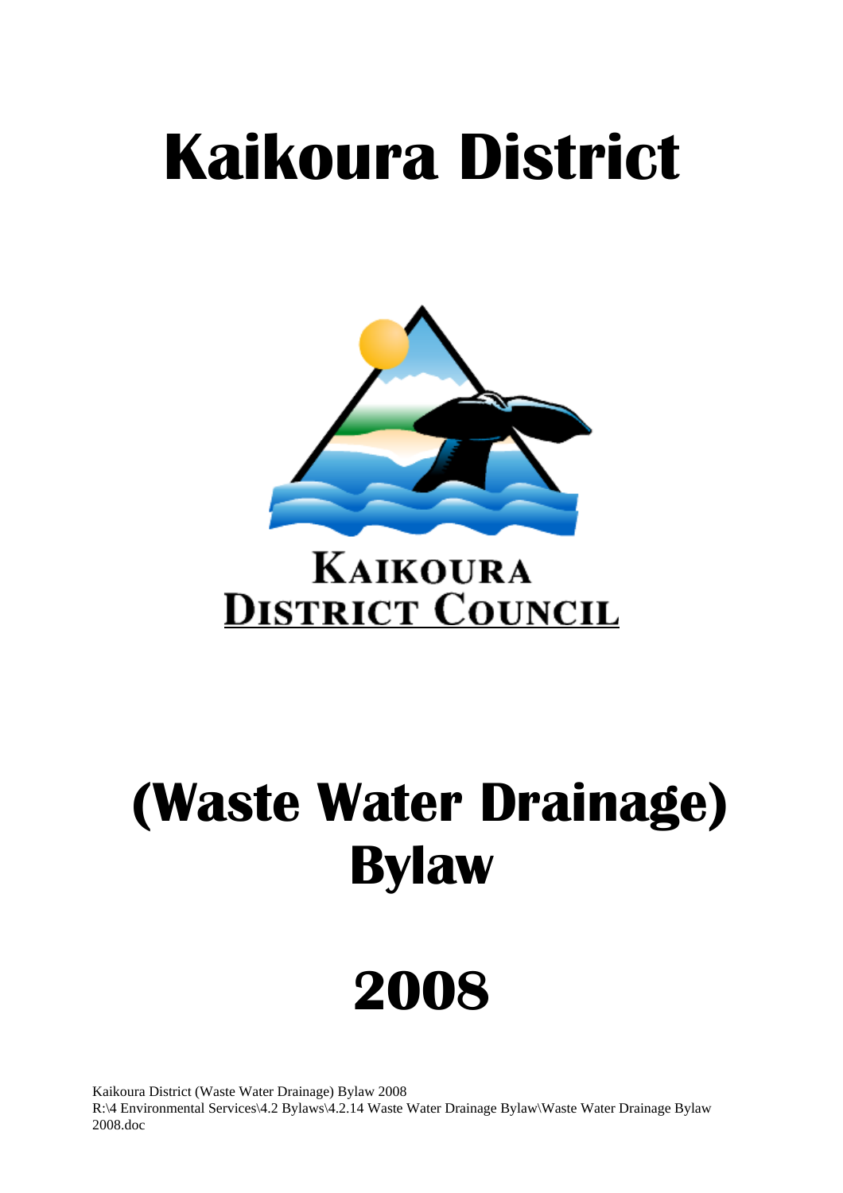# Kaikoura District

KAIKOURA
DISTRICT COUNCIL

# (Waste Water Drainage) Bylaw

# 2008

Kaikoura District (Waste Water Drainage) Bylaw 2008
R:\4 Environmental Services\4.2 Bylaws\4.2.14 Waste Water Drainage Bylaw\Waste Water Drainage Bylaw 2008.doc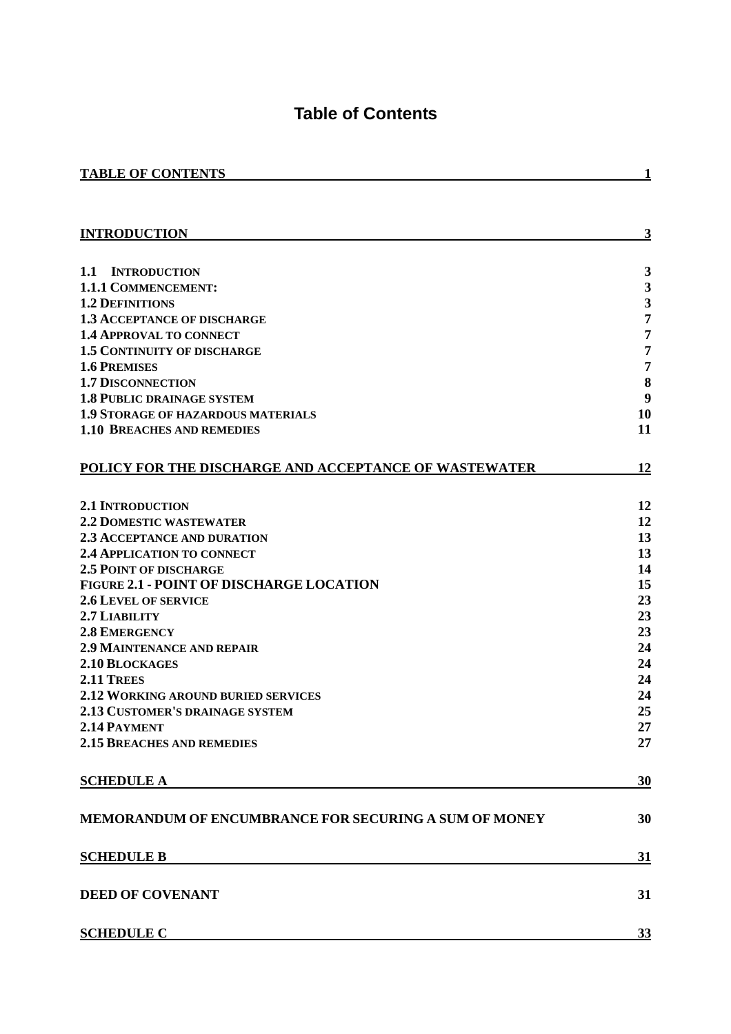# Table of Contents

| | |
|---|---|
| **TABLE OF CONTENTS** | **1** |
| **INTRODUCTION** | **3** |
| **1.1 INTRODUCTION** | **3** |
| **1.1.1 COMMENCEMENT:** | **3** |
| **1.2 DEFINITIONS** | **3** |
| **1.3 ACCEPTANCE OF DISCHARGE** | **7** |
| **1.4 APPROVAL TO CONNECT** | **7** |
| **1.5 CONTINUITY OF DISCHARGE** | **7** |
| **1.6 PREMISES** | **7** |
| **1.7 DISCONNECTION** | **8** |
| **1.8 PUBLIC DRAINAGE SYSTEM** | **9** |
| **1.9 STORAGE OF HAZARDOUS MATERIALS** | **10** |
| **1.10 BREACHES AND REMEDIES** | **11** |
| **POLICY FOR THE DISCHARGE AND ACCEPTANCE OF WASTEWATER** | **12** |
| **2.1 INTRODUCTION** | **12** |
| **2.2 DOMESTIC WASTEWATER** | **12** |
| **2.3 ACCEPTANCE AND DURATION** | **13** |
| **2.4 APPLICATION TO CONNECT** | **13** |
| **2.5 POINT OF DISCHARGE** | **14** |
| **FIGURE 2.1 - POINT OF DISCHARGE LOCATION** | **15** |
| **2.6 LEVEL OF SERVICE** | **23** |
| **2.7 LIABILITY** | **23** |
| **2.8 EMERGENCY** | **23** |
| **2.9 MAINTENANCE AND REPAIR** | **24** |
| **2.10 BLOCKAGES** | **24** |
| **2.11 TREES** | **24** |
| **2.12 WORKING AROUND BURIED SERVICES** | **24** |
| **2.13 CUSTOMER'S DRAINAGE SYSTEM** | **25** |
| **2.14 PAYMENT** | **27** |
| **2.15 BREACHES AND REMEDIES** | **27** |
| **SCHEDULE A** | **30** |
| **MEMORANDUM OF ENCUMBRANCE FOR SECURING A SUM OF MONEY** | **30** |
| **SCHEDULE B** | **31** |
| **DEED OF COVENANT** | **31** |
| **SCHEDULE C** | **33** |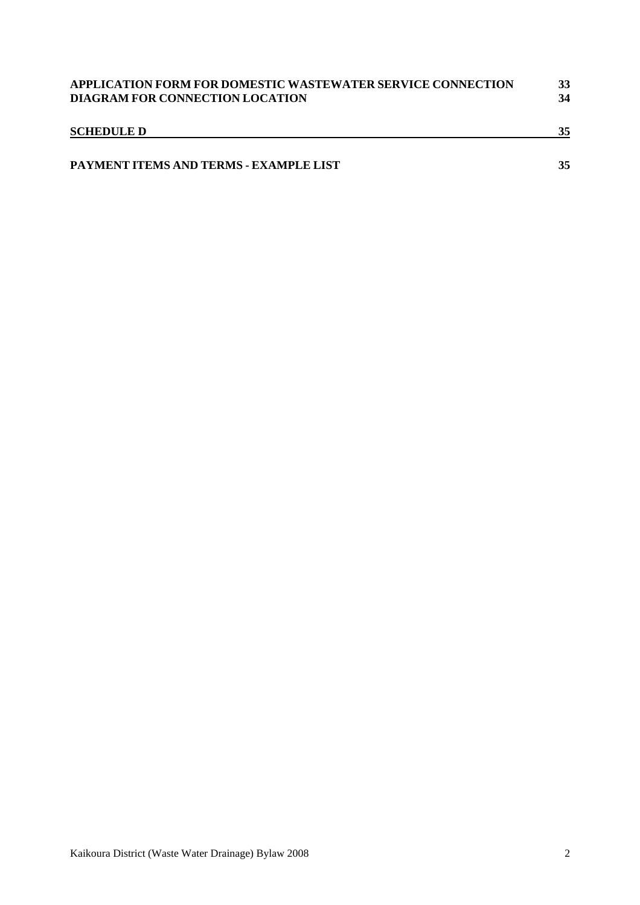**APPLICATION FORM FOR DOMESTIC WASTEWATER SERVICE CONNECTION** **33**
**DIAGRAM FOR CONNECTION LOCATION** **34**

**SCHEDULE D** **35**

**PAYMENT ITEMS AND TERMS - EXAMPLE LIST** **35**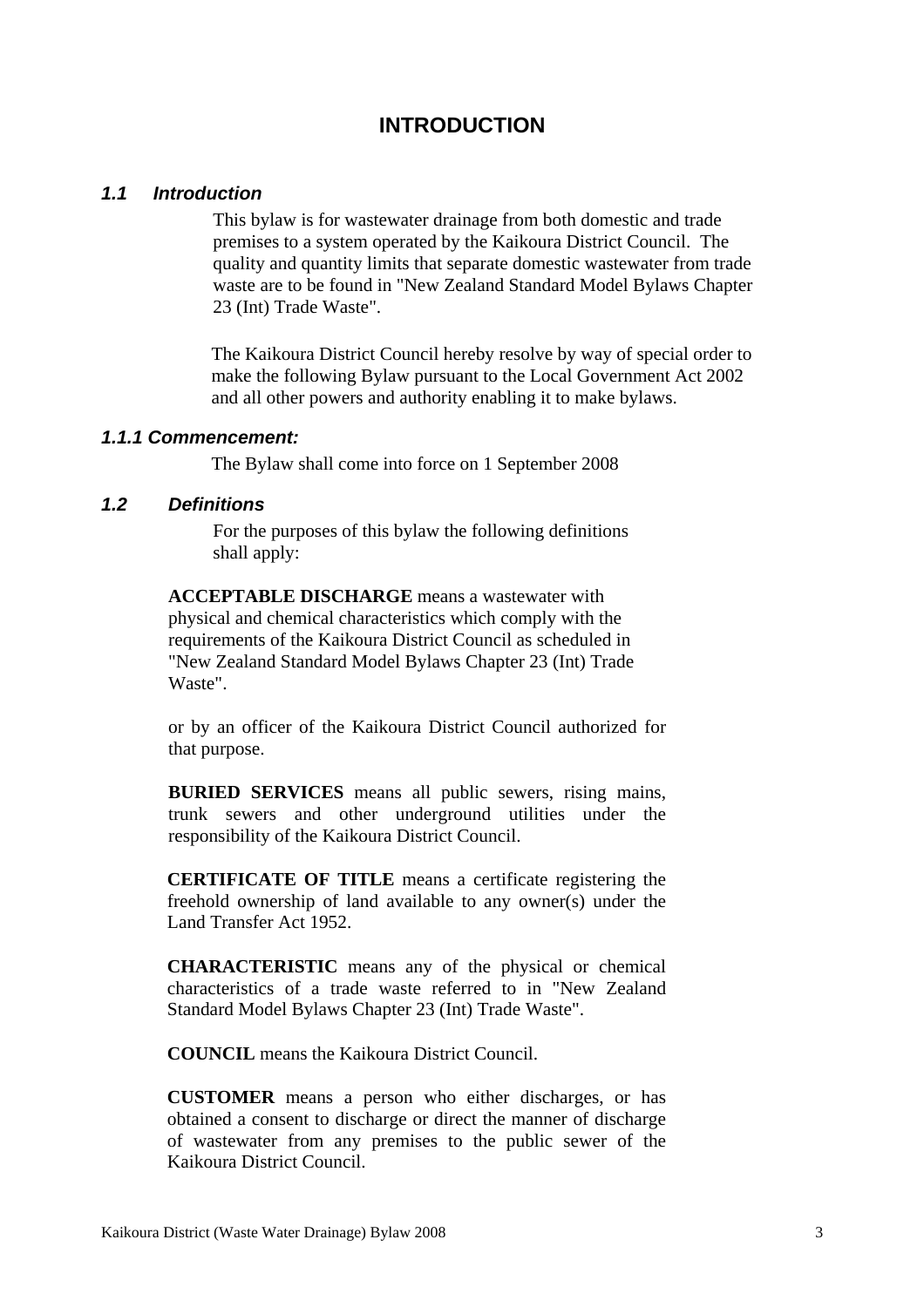# INTRODUCTION

### *1.1 Introduction*

This bylaw is for wastewater drainage from both domestic and trade premises to a system operated by the Kaikoura District Council. The quality and quantity limits that separate domestic wastewater from trade waste are to be found in "New Zealand Standard Model Bylaws Chapter 23 (Int) Trade Waste".

The Kaikoura District Council hereby resolve by way of special order to make the following Bylaw pursuant to the Local Government Act 2002 and all other powers and authority enabling it to make bylaws.

### *1.1.1 Commencement:*

The Bylaw shall come into force on 1 September 2008

### *1.2 Definitions*

For the purposes of this bylaw the following definitions shall apply:

**ACCEPTABLE DISCHARGE** means a wastewater with physical and chemical characteristics which comply with the requirements of the Kaikoura District Council as scheduled in "New Zealand Standard Model Bylaws Chapter 23 (Int) Trade Waste".

or by an officer of the Kaikoura District Council authorized for that purpose.

**BURIED SERVICES** means all public sewers, rising mains, trunk sewers and other underground utilities under the responsibility of the Kaikoura District Council.

**CERTIFICATE OF TITLE** means a certificate registering the freehold ownership of land available to any owner(s) under the Land Transfer Act 1952.

**CHARACTERISTIC** means any of the physical or chemical characteristics of a trade waste referred to in "New Zealand Standard Model Bylaws Chapter 23 (Int) Trade Waste".

**COUNCIL** means the Kaikoura District Council.

**CUSTOMER** means a person who either discharges, or has obtained a consent to discharge or direct the manner of discharge of wastewater from any premises to the public sewer of the Kaikoura District Council.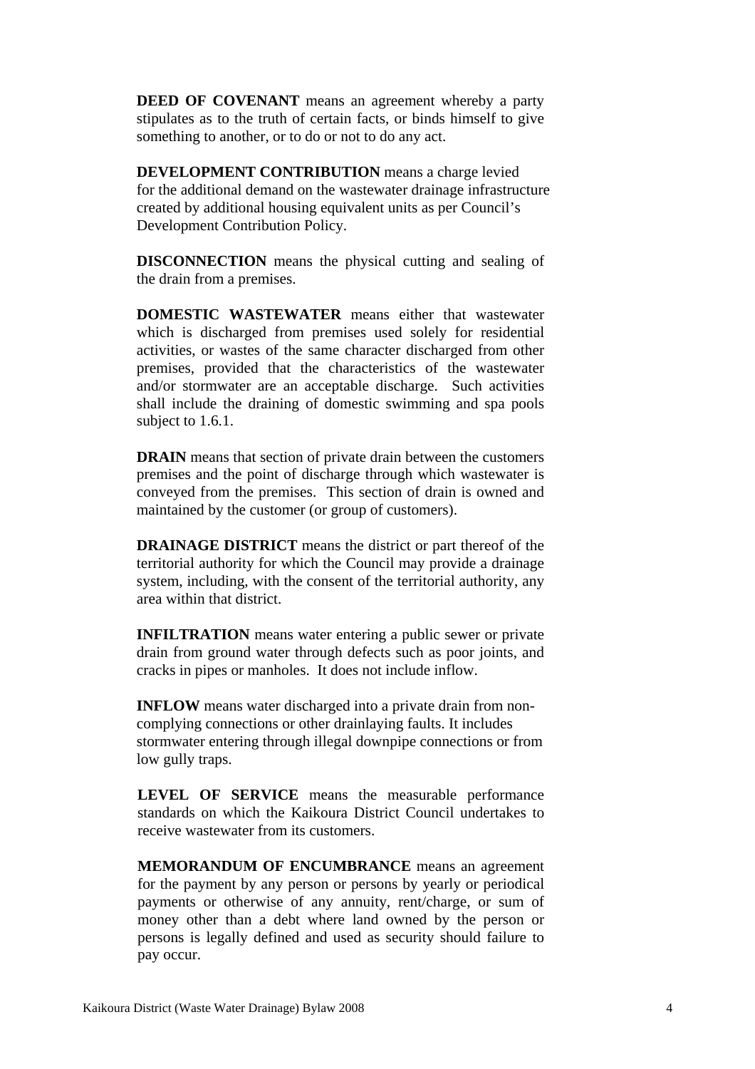**DEED OF COVENANT** means an agreement whereby a party stipulates as to the truth of certain facts, or binds himself to give something to another, or to do or not to do any act.

**DEVELOPMENT CONTRIBUTION** means a charge levied for the additional demand on the wastewater drainage infrastructure created by additional housing equivalent units as per Council's Development Contribution Policy.

**DISCONNECTION** means the physical cutting and sealing of the drain from a premises.

**DOMESTIC WASTEWATER** means either that wastewater which is discharged from premises used solely for residential activities, or wastes of the same character discharged from other premises, provided that the characteristics of the wastewater and/or stormwater are an acceptable discharge. Such activities shall include the draining of domestic swimming and spa pools subject to 1.6.1.

**DRAIN** means that section of private drain between the customers premises and the point of discharge through which wastewater is conveyed from the premises. This section of drain is owned and maintained by the customer (or group of customers).

**DRAINAGE DISTRICT** means the district or part thereof of the territorial authority for which the Council may provide a drainage system, including, with the consent of the territorial authority, any area within that district.

**INFILTRATION** means water entering a public sewer or private drain from ground water through defects such as poor joints, and cracks in pipes or manholes. It does not include inflow.

**INFLOW** means water discharged into a private drain from non-complying connections or other drainlaying faults. It includes stormwater entering through illegal downpipe connections or from low gully traps.

**LEVEL OF SERVICE** means the measurable performance standards on which the Kaikoura District Council undertakes to receive wastewater from its customers.

**MEMORANDUM OF ENCUMBRANCE** means an agreement for the payment by any person or persons by yearly or periodical payments or otherwise of any annuity, rent/charge, or sum of money other than a debt where land owned by the person or persons is legally defined and used as security should failure to pay occur.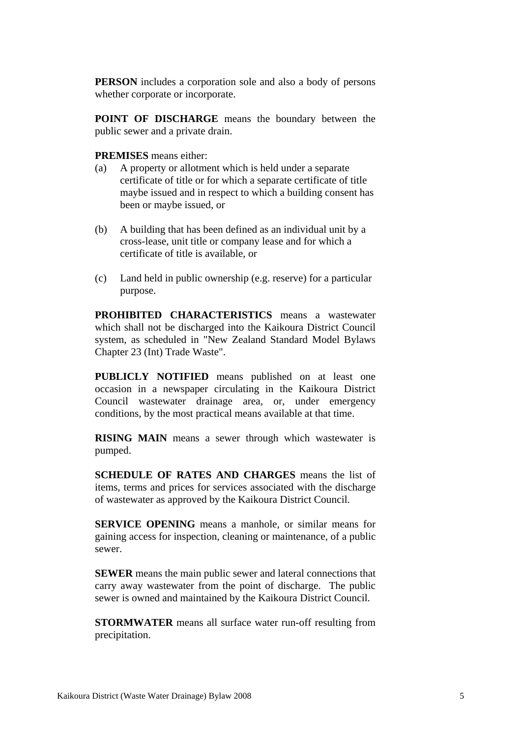**PERSON** includes a corporation sole and also a body of persons whether corporate or incorporate.

**POINT OF DISCHARGE** means the boundary between the public sewer and a private drain.

**PREMISES** means either:

(a) A property or allotment which is held under a separate certificate of title or for which a separate certificate of title maybe issued and in respect to which a building consent has been or maybe issued, or

(b) A building that has been defined as an individual unit by a cross-lease, unit title or company lease and for which a certificate of title is available, or

(c) Land held in public ownership (e.g. reserve) for a particular purpose.

**PROHIBITED CHARACTERISTICS** means a wastewater which shall not be discharged into the Kaikoura District Council system, as scheduled in "New Zealand Standard Model Bylaws Chapter 23 (Int) Trade Waste".

**PUBLICLY NOTIFIED** means published on at least one occasion in a newspaper circulating in the Kaikoura District Council wastewater drainage area, or, under emergency conditions, by the most practical means available at that time.

**RISING MAIN** means a sewer through which wastewater is pumped.

**SCHEDULE OF RATES AND CHARGES** means the list of items, terms and prices for services associated with the discharge of wastewater as approved by the Kaikoura District Council.

**SERVICE OPENING** means a manhole, or similar means for gaining access for inspection, cleaning or maintenance, of a public sewer.

**SEWER** means the main public sewer and lateral connections that carry away wastewater from the point of discharge. The public sewer is owned and maintained by the Kaikoura District Council.

**STORMWATER** means all surface water run-off resulting from precipitation.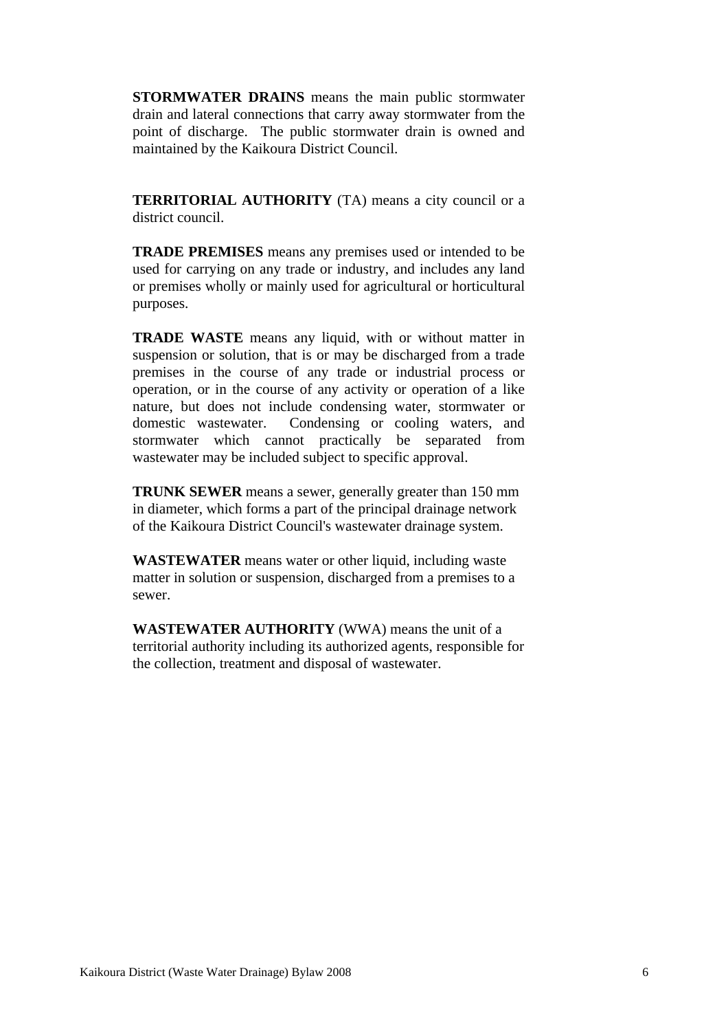**STORMWATER DRAINS** means the main public stormwater drain and lateral connections that carry away stormwater from the point of discharge. The public stormwater drain is owned and maintained by the Kaikoura District Council.

**TERRITORIAL AUTHORITY** (TA) means a city council or a district council.

**TRADE PREMISES** means any premises used or intended to be used for carrying on any trade or industry, and includes any land or premises wholly or mainly used for agricultural or horticultural purposes.

**TRADE WASTE** means any liquid, with or without matter in suspension or solution, that is or may be discharged from a trade premises in the course of any trade or industrial process or operation, or in the course of any activity or operation of a like nature, but does not include condensing water, stormwater or domestic wastewater. Condensing or cooling waters, and stormwater which cannot practically be separated from wastewater may be included subject to specific approval.

**TRUNK SEWER** means a sewer, generally greater than 150 mm in diameter, which forms a part of the principal drainage network of the Kaikoura District Council's wastewater drainage system.

**WASTEWATER** means water or other liquid, including waste matter in solution or suspension, discharged from a premises to a sewer.

**WASTEWATER AUTHORITY** (WWA) means the unit of a territorial authority including its authorized agents, responsible for the collection, treatment and disposal of wastewater.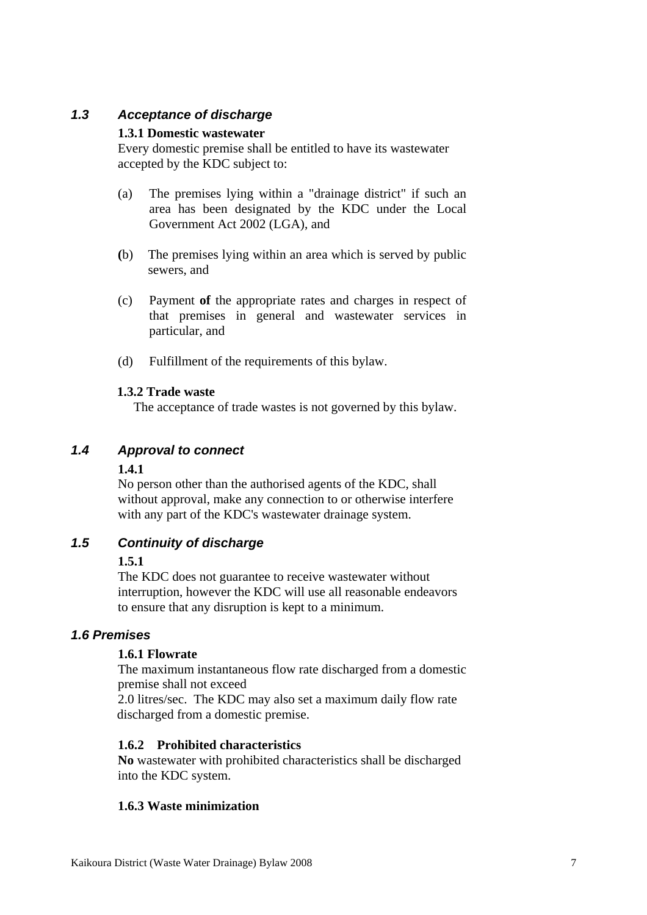### *1.3 Acceptance of discharge*

**1.3.1 Domestic wastewater**

Every domestic premise shall be entitled to have its wastewater accepted by the KDC subject to:

(a) The premises lying within a "drainage district" if such an area has been designated by the KDC under the Local Government Act 2002 (LGA), and

(b) The premises lying within an area which is served by public sewers, and

(c) Payment **of** the appropriate rates and charges in respect of that premises in general and wastewater services in particular, and

(d) Fulfillment of the requirements of this bylaw.

**1.3.2 Trade waste**

The acceptance of trade wastes is not governed by this bylaw.

### *1.4 Approval to connect*

**1.4.1**

No person other than the authorised agents of the KDC, shall without approval, make any connection to or otherwise interfere with any part of the KDC's wastewater drainage system.

### *1.5 Continuity of discharge*

**1.5.1**

The KDC does not guarantee to receive wastewater without interruption, however the KDC will use all reasonable endeavors to ensure that any disruption is kept to a minimum.

### *1.6 Premises*

**1.6.1 Flowrate**

The maximum instantaneous flow rate discharged from a domestic premise shall not exceed
2.0 litres/sec. The KDC may also set a maximum daily flow rate discharged from a domestic premise.

**1.6.2 Prohibited characteristics**

**No** wastewater with prohibited characteristics shall be discharged into the KDC system.

**1.6.3 Waste minimization**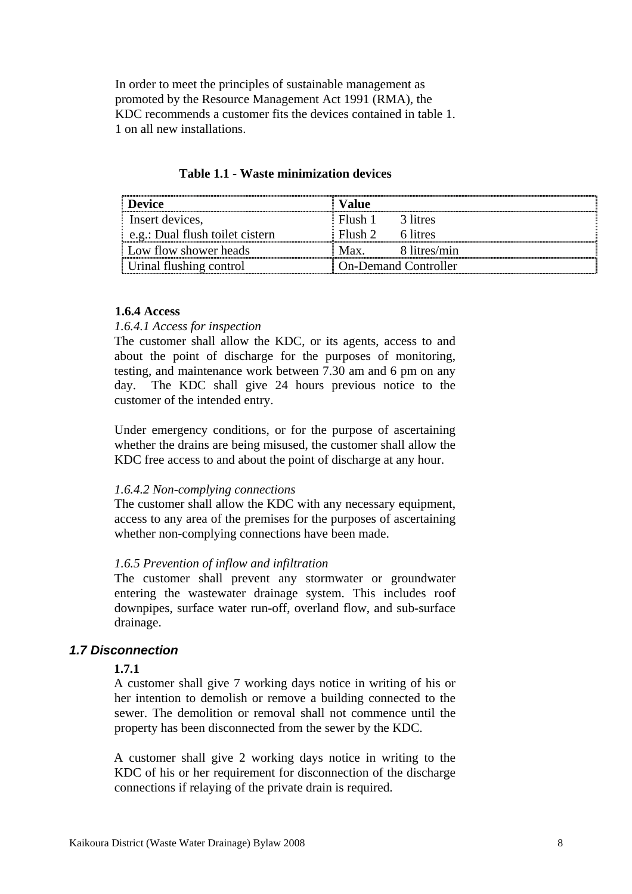In order to meet the principles of sustainable management as promoted by the Resource Management Act 1991 (RMA), the KDC recommends a customer fits the devices contained in table 1. 1 on all new installations.

**Table 1.1 - Waste minimization devices**

| **Device** | **Value** |
|---|---|
| Insert devices, e.g.: Dual flush toilet cistern | Flush 1 3 litres<br>Flush 2 6 litres |
| Low flow shower heads | Max. 8 litres/min |
| Urinal flushing control | On-Demand Controller |

#### 1.6.4 Access

*1.6.4.1 Access for inspection*

The customer shall allow the KDC, or its agents, access to and about the point of discharge for the purposes of monitoring, testing, and maintenance work between 7.30 am and 6 pm on any day. The KDC shall give 24 hours previous notice to the customer of the intended entry.

Under emergency conditions, or for the purpose of ascertaining whether the drains are being misused, the customer shall allow the KDC free access to and about the point of discharge at any hour.

*1.6.4.2 Non-complying connections*

The customer shall allow the KDC with any necessary equipment, access to any area of the premises for the purposes of ascertaining whether non-complying connections have been made.

*1.6.5 Prevention of inflow and infiltration*

The customer shall prevent any stormwater or groundwater entering the wastewater drainage system. This includes roof downpipes, surface water run-off, overland flow, and sub-surface drainage.

### *1.7 Disconnection*

#### 1.7.1

A customer shall give 7 working days notice in writing of his or her intention to demolish or remove a building connected to the sewer. The demolition or removal shall not commence until the property has been disconnected from the sewer by the KDC.

A customer shall give 2 working days notice in writing to the KDC of his or her requirement for disconnection of the discharge connections if relaying of the private drain is required.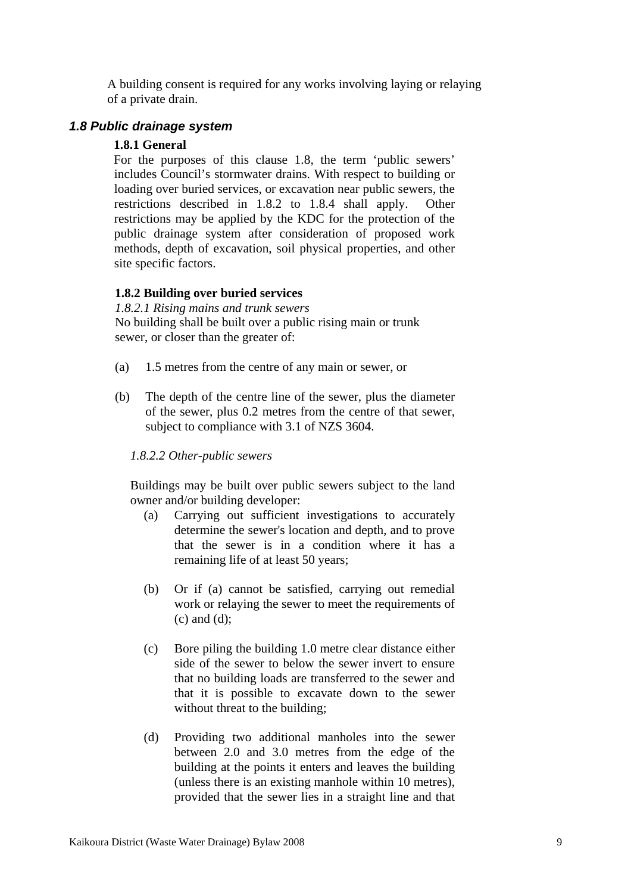A building consent is required for any works involving laying or relaying of a private drain.

## *1.8 Public drainage system*

### 1.8.1 General

For the purposes of this clause 1.8, the term 'public sewers' includes Council's stormwater drains. With respect to building or loading over buried services, or excavation near public sewers, the restrictions described in 1.8.2 to 1.8.4 shall apply. Other restrictions may be applied by the KDC for the protection of the public drainage system after consideration of proposed work methods, depth of excavation, soil physical properties, and other site specific factors.

### 1.8.2 Building over buried services

*1.8.2.1 Rising mains and trunk sewers*

No building shall be built over a public rising main or trunk sewer, or closer than the greater of:

(a) 1.5 metres from the centre of any main or sewer, or

(b) The depth of the centre line of the sewer, plus the diameter of the sewer, plus 0.2 metres from the centre of that sewer, subject to compliance with 3.1 of NZS 3604.

*1.8.2.2 Other-public sewers*

Buildings may be built over public sewers subject to the land owner and/or building developer:

(a) Carrying out sufficient investigations to accurately determine the sewer's location and depth, and to prove that the sewer is in a condition where it has a remaining life of at least 50 years;

(b) Or if (a) cannot be satisfied, carrying out remedial work or relaying the sewer to meet the requirements of (c) and (d);

(c) Bore piling the building 1.0 metre clear distance either side of the sewer to below the sewer invert to ensure that no building loads are transferred to the sewer and that it is possible to excavate down to the sewer without threat to the building;

(d) Providing two additional manholes into the sewer between 2.0 and 3.0 metres from the edge of the building at the points it enters and leaves the building (unless there is an existing manhole within 10 metres), provided that the sewer lies in a straight line and that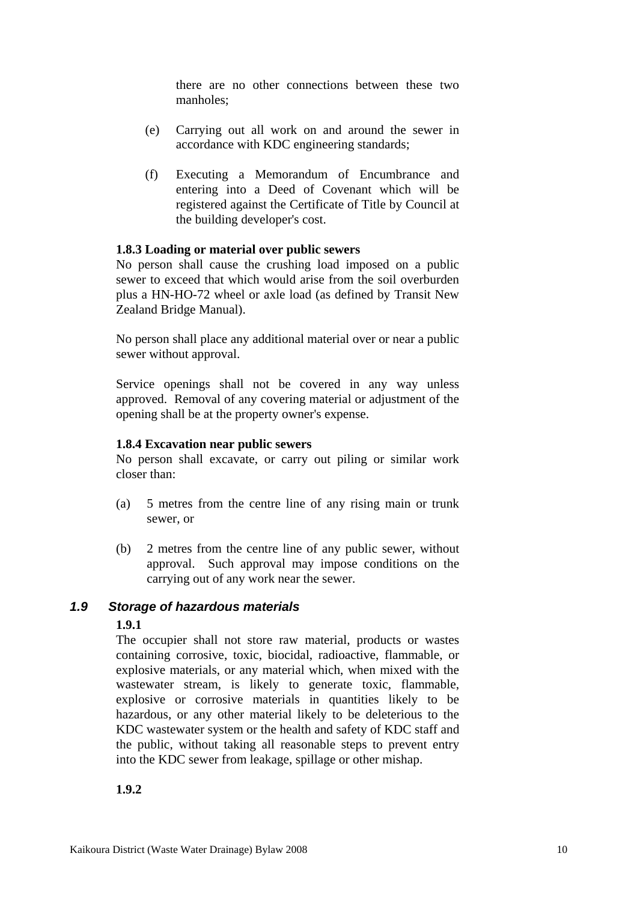there are no other connections between these two manholes;

(e) Carrying out all work on and around the sewer in accordance with KDC engineering standards;

(f) Executing a Memorandum of Encumbrance and entering into a Deed of Covenant which will be registered against the Certificate of Title by Council at the building developer's cost.

**1.8.3 Loading or material over public sewers**

No person shall cause the crushing load imposed on a public sewer to exceed that which would arise from the soil overburden plus a HN-HO-72 wheel or axle load (as defined by Transit New Zealand Bridge Manual).

No person shall place any additional material over or near a public sewer without approval.

Service openings shall not be covered in any way unless approved. Removal of any covering material or adjustment of the opening shall be at the property owner's expense.

**1.8.4 Excavation near public sewers**

No person shall excavate, or carry out piling or similar work closer than:

(a) 5 metres from the centre line of any rising main or trunk sewer, or

(b) 2 metres from the centre line of any public sewer, without approval. Such approval may impose conditions on the carrying out of any work near the sewer.

## *1.9 Storage of hazardous materials*

**1.9.1**

The occupier shall not store raw material, products or wastes containing corrosive, toxic, biocidal, radioactive, flammable, or explosive materials, or any material which, when mixed with the wastewater stream, is likely to generate toxic, flammable, explosive or corrosive materials in quantities likely to be hazardous, or any other material likely to be deleterious to the KDC wastewater system or the health and safety of KDC staff and the public, without taking all reasonable steps to prevent entry into the KDC sewer from leakage, spillage or other mishap.

**1.9.2**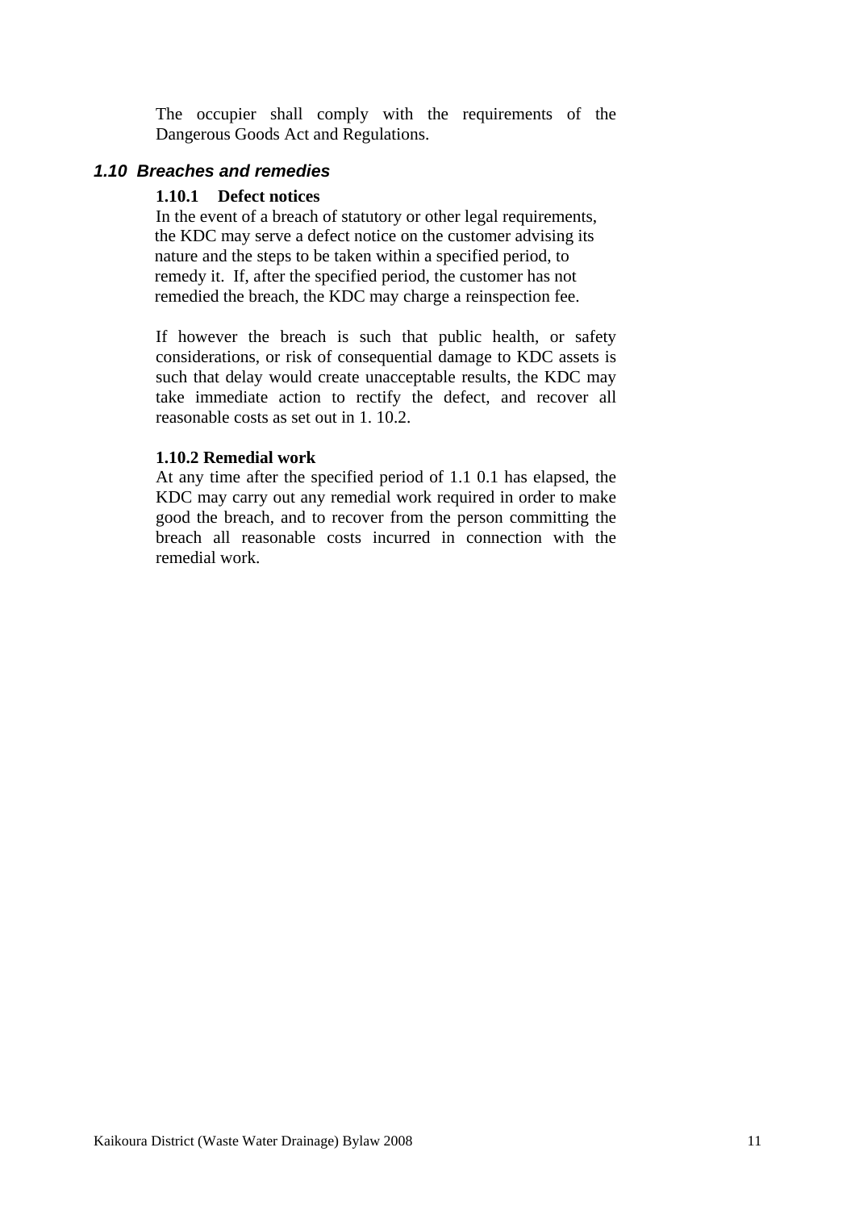The occupier shall comply with the requirements of the Dangerous Goods Act and Regulations.

## *1.10 Breaches and remedies*

### 1.10.1 Defect notices

In the event of a breach of statutory or other legal requirements, the KDC may serve a defect notice on the customer advising its nature and the steps to be taken within a specified period, to remedy it. If, after the specified period, the customer has not remedied the breach, the KDC may charge a reinspection fee.

If however the breach is such that public health, or safety considerations, or risk of consequential damage to KDC assets is such that delay would create unacceptable results, the KDC may take immediate action to rectify the defect, and recover all reasonable costs as set out in 1. 10.2.

### 1.10.2 Remedial work

At any time after the specified period of 1.1 0.1 has elapsed, the KDC may carry out any remedial work required in order to make good the breach, and to recover from the person committing the breach all reasonable costs incurred in connection with the remedial work.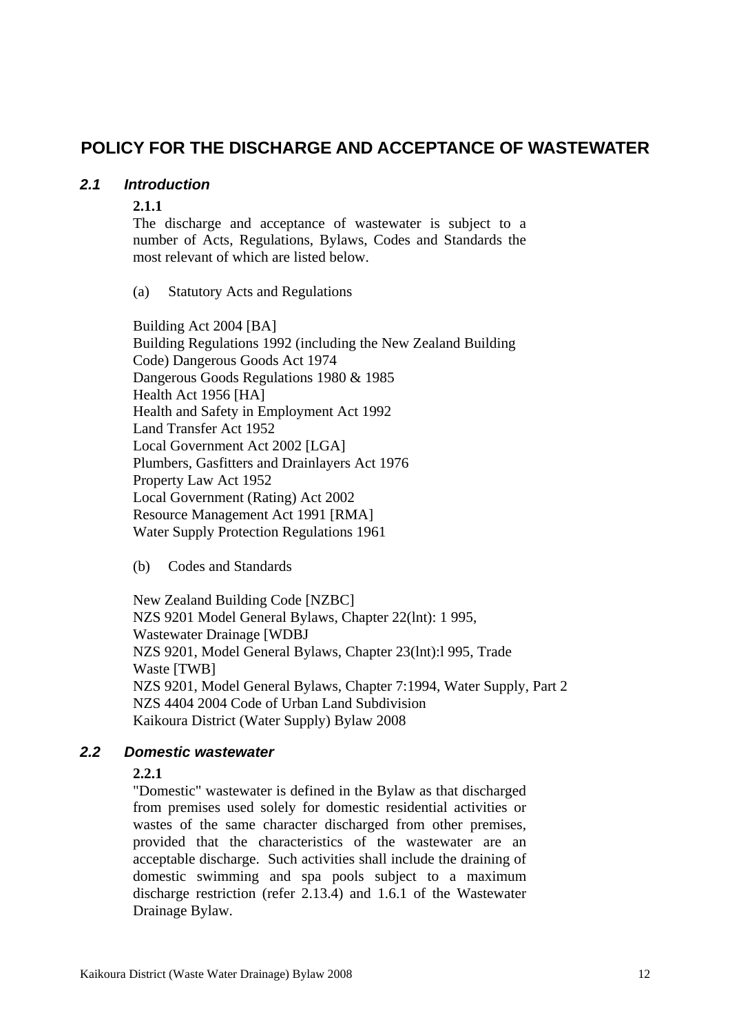# POLICY FOR THE DISCHARGE AND ACCEPTANCE OF WASTEWATER

## *2.1 Introduction*

**2.1.1**

The discharge and acceptance of wastewater is subject to a number of Acts, Regulations, Bylaws, Codes and Standards the most relevant of which are listed below.

(a) Statutory Acts and Regulations

Building Act 2004 [BA]
Building Regulations 1992 (including the New Zealand Building Code) Dangerous Goods Act 1974
Dangerous Goods Regulations 1980 & 1985
Health Act 1956 [HA]
Health and Safety in Employment Act 1992
Land Transfer Act 1952
Local Government Act 2002 [LGA]
Plumbers, Gasfitters and Drainlayers Act 1976
Property Law Act 1952
Local Government (Rating) Act 2002
Resource Management Act 1991 [RMA]
Water Supply Protection Regulations 1961

(b) Codes and Standards

New Zealand Building Code [NZBC]
NZS 9201 Model General Bylaws, Chapter 22(lnt): 1 995, Wastewater Drainage [WDBJ
NZS 9201, Model General Bylaws, Chapter 23(lnt):l 995, Trade Waste [TWB]
NZS 9201, Model General Bylaws, Chapter 7:1994, Water Supply, Part 2
NZS 4404 2004 Code of Urban Land Subdivision
Kaikoura District (Water Supply) Bylaw 2008

## *2.2 Domestic wastewater*

**2.2.1**

"Domestic" wastewater is defined in the Bylaw as that discharged from premises used solely for domestic residential activities or wastes of the same character discharged from other premises, provided that the characteristics of the wastewater are an acceptable discharge. Such activities shall include the draining of domestic swimming and spa pools subject to a maximum discharge restriction (refer 2.13.4) and 1.6.1 of the Wastewater Drainage Bylaw.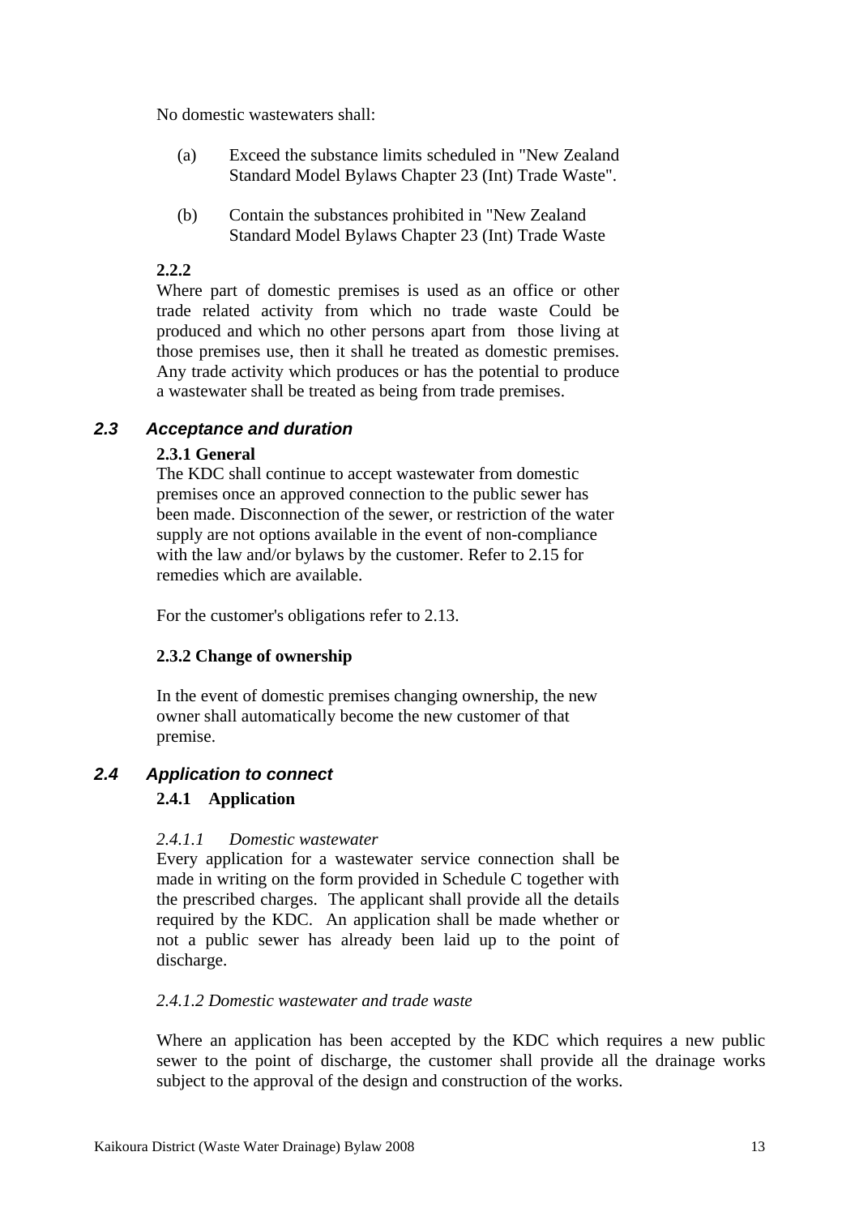No domestic wastewaters shall:

(a) Exceed the substance limits scheduled in "New Zealand Standard Model Bylaws Chapter 23 (Int) Trade Waste".

(b) Contain the substances prohibited in "New Zealand Standard Model Bylaws Chapter 23 (Int) Trade Waste

**2.2.2**
Where part of domestic premises is used as an office or other trade related activity from which no trade waste Could be produced and which no other persons apart from those living at those premises use, then it shall he treated as domestic premises. Any trade activity which produces or has the potential to produce a wastewater shall be treated as being from trade premises.

### *2.3 Acceptance and duration*

**2.3.1 General**
The KDC shall continue to accept wastewater from domestic premises once an approved connection to the public sewer has been made. Disconnection of the sewer, or restriction of the water supply are not options available in the event of non-compliance with the law and/or bylaws by the customer. Refer to 2.15 for remedies which are available.

For the customer's obligations refer to 2.13.

**2.3.2 Change of ownership**

In the event of domestic premises changing ownership, the new owner shall automatically become the new customer of that premise.

### *2.4 Application to connect*

**2.4.1 Application**

*2.4.1.1 Domestic wastewater*
Every application for a wastewater service connection shall be made in writing on the form provided in Schedule C together with the prescribed charges. The applicant shall provide all the details required by the KDC. An application shall be made whether or not a public sewer has already been laid up to the point of discharge.

*2.4.1.2 Domestic wastewater and trade waste*

Where an application has been accepted by the KDC which requires a new public sewer to the point of discharge, the customer shall provide all the drainage works subject to the approval of the design and construction of the works.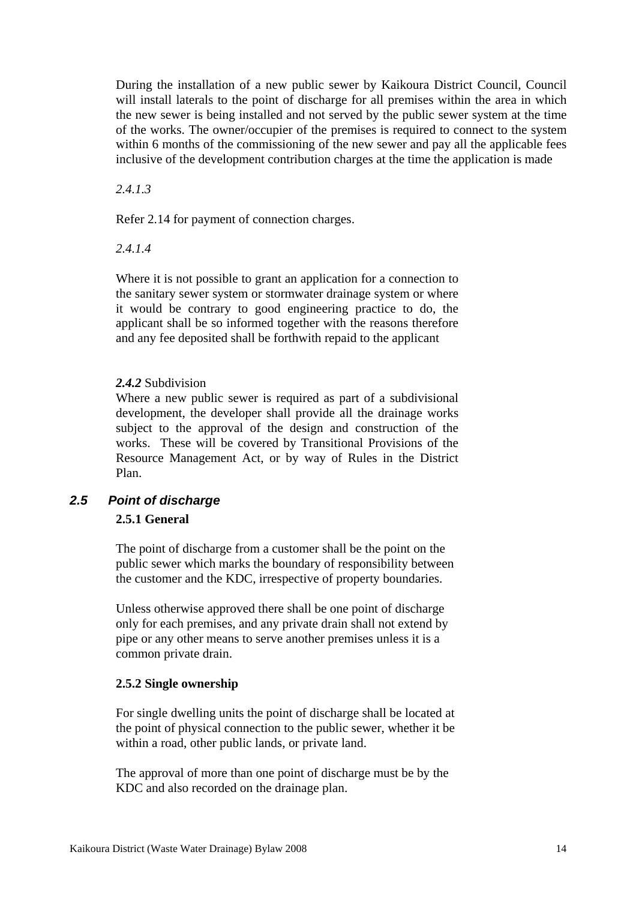During the installation of a new public sewer by Kaikoura District Council, Council will install laterals to the point of discharge for all premises within the area in which the new sewer is being installed and not served by the public sewer system at the time of the works. The owner/occupier of the premises is required to connect to the system within 6 months of the commissioning of the new sewer and pay all the applicable fees inclusive of the development contribution charges at the time the application is made

*2.4.1.3*

Refer 2.14 for payment of connection charges.

*2.4.1.4*

Where it is not possible to grant an application for a connection to the sanitary sewer system or stormwater drainage system or where it would be contrary to good engineering practice to do, the applicant shall be so informed together with the reasons therefore and any fee deposited shall be forthwith repaid to the applicant

***2.4.2*** Subdivision

Where a new public sewer is required as part of a subdivisional development, the developer shall provide all the drainage works subject to the approval of the design and construction of the works. These will be covered by Transitional Provisions of the Resource Management Act, or by way of Rules in the District Plan.

## *2.5 Point of discharge*

### 2.5.1 General

The point of discharge from a customer shall be the point on the public sewer which marks the boundary of responsibility between the customer and the KDC, irrespective of property boundaries.

Unless otherwise approved there shall be one point of discharge only for each premises, and any private drain shall not extend by pipe or any other means to serve another premises unless it is a common private drain.

### 2.5.2 Single ownership

For single dwelling units the point of discharge shall be located at the point of physical connection to the public sewer, whether it be within a road, other public lands, or private land.

The approval of more than one point of discharge must be by the KDC and also recorded on the drainage plan.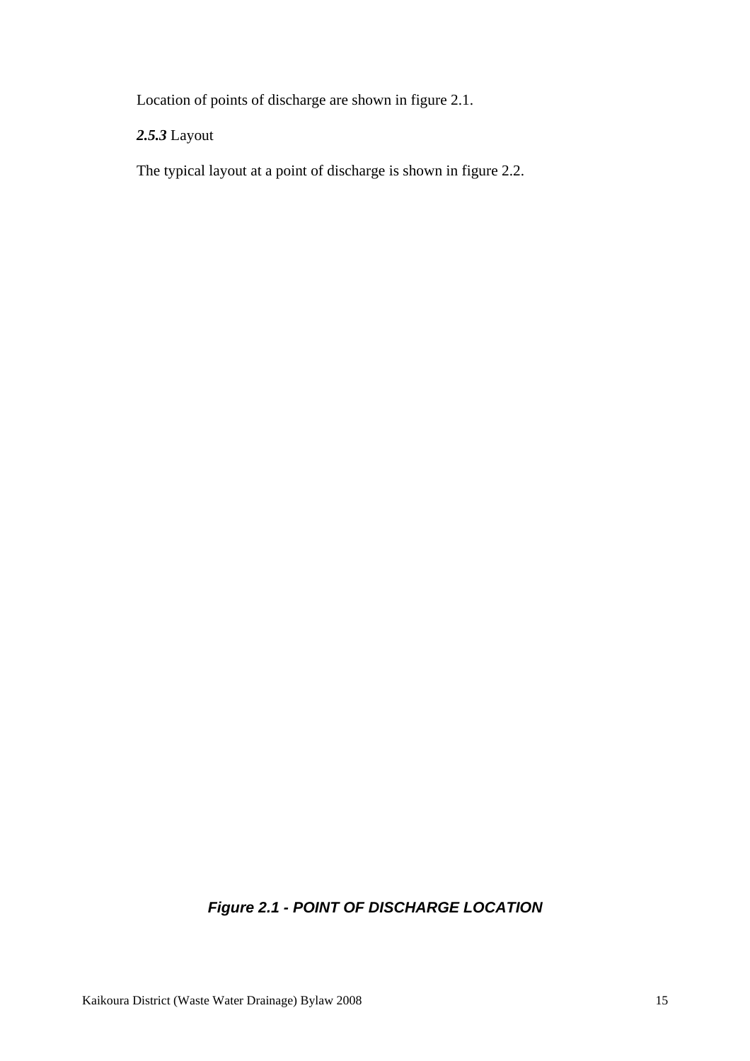Location of points of discharge are shown in figure 2.1.

*2.5.3* Layout

The typical layout at a point of discharge is shown in figure 2.2.

***Figure 2.1 - POINT OF DISCHARGE LOCATION***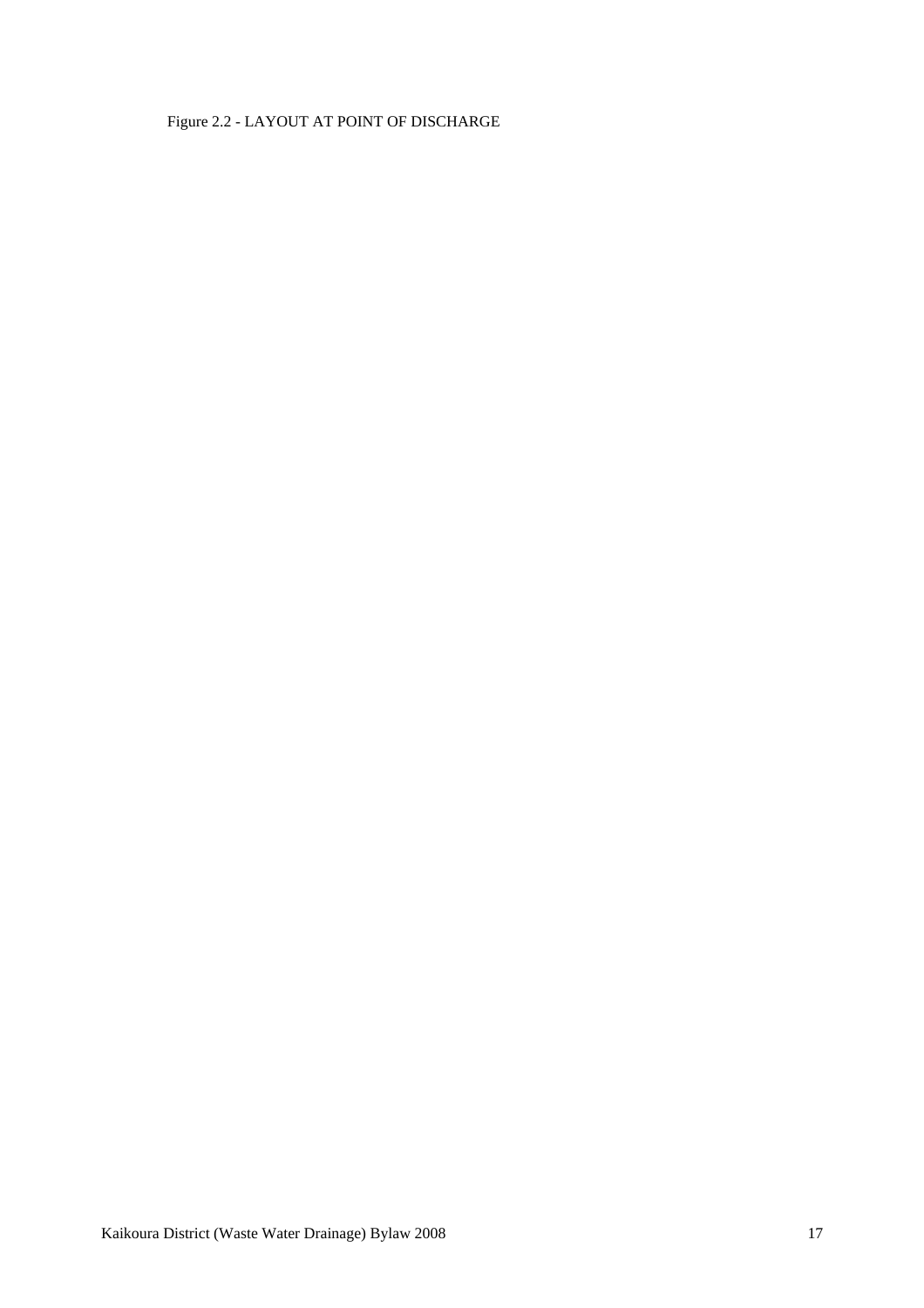Figure 2.2 - LAYOUT AT POINT OF DISCHARGE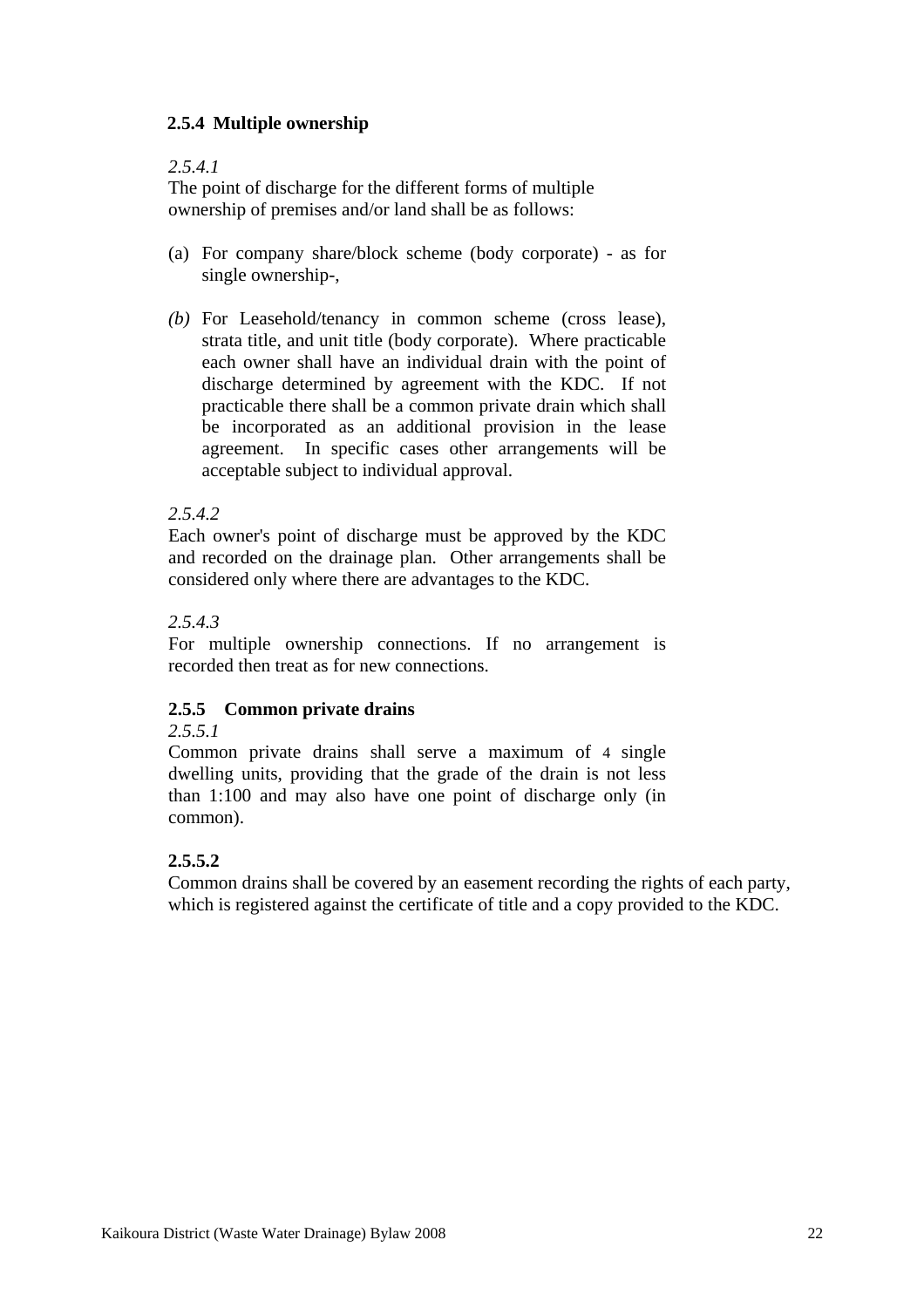### 2.5.4 Multiple ownership

*2.5.4.1*

The point of discharge for the different forms of multiple ownership of premises and/or land shall be as follows:

(a) For company share/block scheme (body corporate) - as for single ownership-,

*(b)* For Leasehold/tenancy in common scheme (cross lease), strata title, and unit title (body corporate). Where practicable each owner shall have an individual drain with the point of discharge determined by agreement with the KDC. If not practicable there shall be a common private drain which shall be incorporated as an additional provision in the lease agreement. In specific cases other arrangements will be acceptable subject to individual approval.

*2.5.4.2*

Each owner's point of discharge must be approved by the KDC and recorded on the drainage plan. Other arrangements shall be considered only where there are advantages to the KDC.

*2.5.4.3*

For multiple ownership connections. If no arrangement is recorded then treat as for new connections.

### 2.5.5 Common private drains

*2.5.5.1*

Common private drains shall serve a maximum of 4 single dwelling units, providing that the grade of the drain is not less than 1:100 and may also have one point of discharge only (in common).

**2.5.5.2**

Common drains shall be covered by an easement recording the rights of each party, which is registered against the certificate of title and a copy provided to the KDC.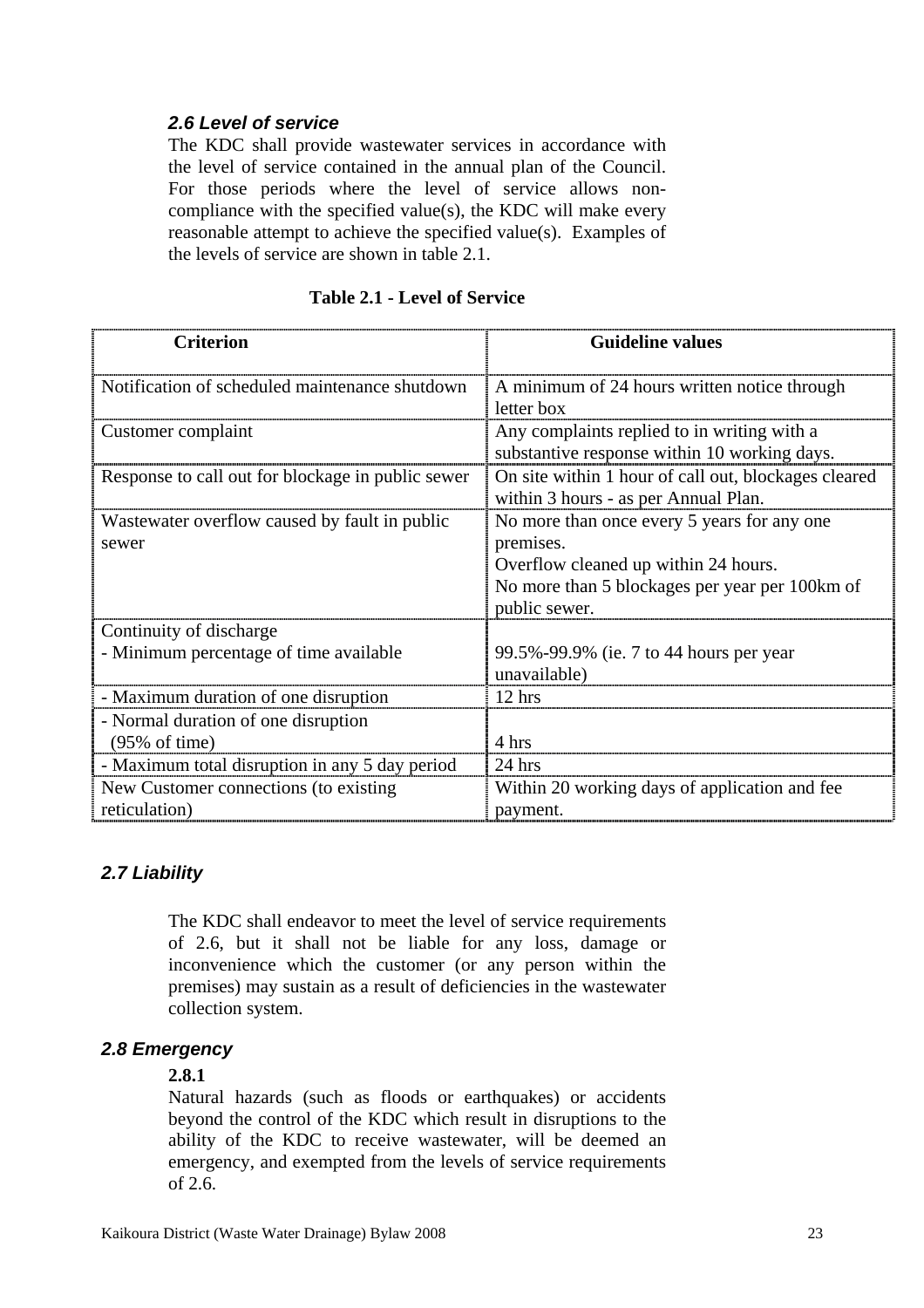### *2.6 Level of service*

The KDC shall provide wastewater services in accordance with the level of service contained in the annual plan of the Council. For those periods where the level of service allows non-compliance with the specified value(s), the KDC will make every reasonable attempt to achieve the specified value(s). Examples of the levels of service are shown in table 2.1.

**Table 2.1 - Level of Service**

| Criterion | Guideline values |
|---|---|
| Notification of scheduled maintenance shutdown | A minimum of 24 hours written notice through letter box |
| Customer complaint | Any complaints replied to in writing with a substantive response within 10 working days. |
| Response to call out for blockage in public sewer | On site within 1 hour of call out, blockages cleared within 3 hours - as per Annual Plan. |
| Wastewater overflow caused by fault in public sewer | No more than once every 5 years for any one premises.<br>Overflow cleaned up within 24 hours.<br>No more than 5 blockages per year per 100km of public sewer. |
| Continuity of discharge<br>- Minimum percentage of time available | 99.5%-99.9% (ie. 7 to 44 hours per year unavailable) |
| - Maximum duration of one disruption | 12 hrs |
| - Normal duration of one disruption (95% of time) | 4 hrs |
| - Maximum total disruption in any 5 day period | 24 hrs |
| New Customer connections (to existing reticulation) | Within 20 working days of application and fee payment. |

### *2.7 Liability*

The KDC shall endeavor to meet the level of service requirements of 2.6, but it shall not be liable for any loss, damage or inconvenience which the customer (or any person within the premises) may sustain as a result of deficiencies in the wastewater collection system.

### *2.8 Emergency*

**2.8.1**

Natural hazards (such as floods or earthquakes) or accidents beyond the control of the KDC which result in disruptions to the ability of the KDC to receive wastewater, will be deemed an emergency, and exempted from the levels of service requirements of 2.6.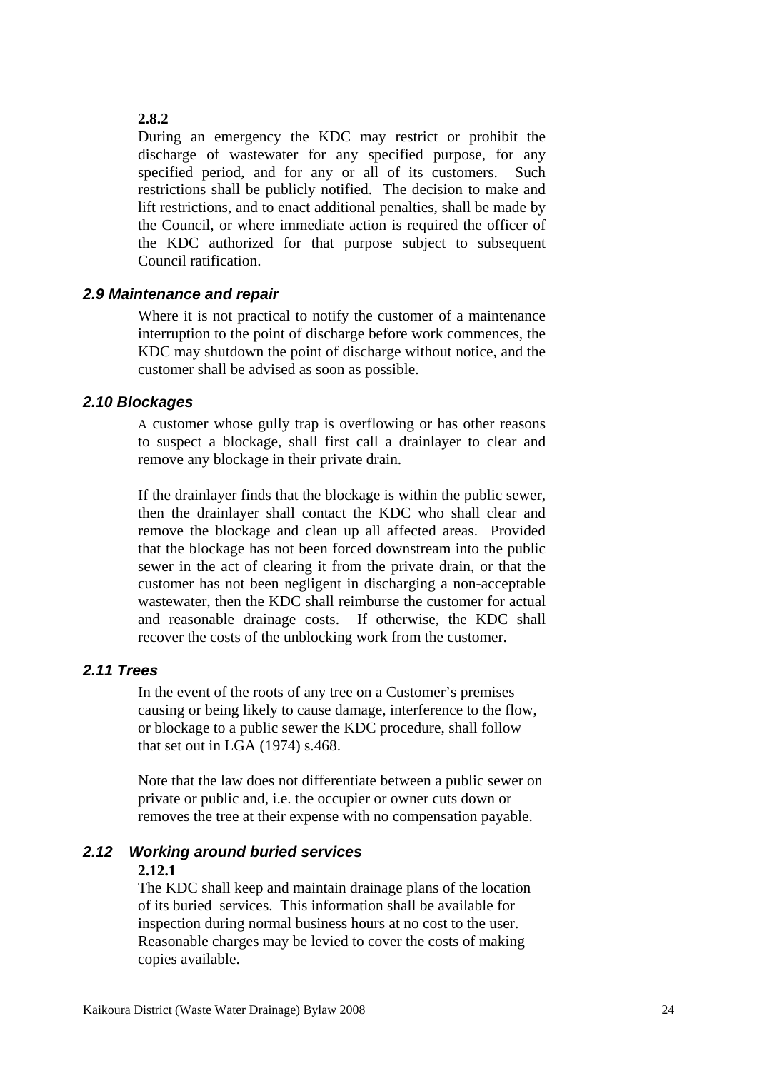**2.8.2**

During an emergency the KDC may restrict or prohibit the discharge of wastewater for any specified purpose, for any specified period, and for any or all of its customers. Such restrictions shall be publicly notified. The decision to make and lift restrictions, and to enact additional penalties, shall be made by the Council, or where immediate action is required the officer of the KDC authorized for that purpose subject to subsequent Council ratification.

### *2.9 Maintenance and repair*

Where it is not practical to notify the customer of a maintenance interruption to the point of discharge before work commences, the KDC may shutdown the point of discharge without notice, and the customer shall be advised as soon as possible.

### *2.10 Blockages*

A customer whose gully trap is overflowing or has other reasons to suspect a blockage, shall first call a drainlayer to clear and remove any blockage in their private drain.

If the drainlayer finds that the blockage is within the public sewer, then the drainlayer shall contact the KDC who shall clear and remove the blockage and clean up all affected areas. Provided that the blockage has not been forced downstream into the public sewer in the act of clearing it from the private drain, or that the customer has not been negligent in discharging a non-acceptable wastewater, then the KDC shall reimburse the customer for actual and reasonable drainage costs. If otherwise, the KDC shall recover the costs of the unblocking work from the customer.

### *2.11 Trees*

In the event of the roots of any tree on a Customer's premises causing or being likely to cause damage, interference to the flow, or blockage to a public sewer the KDC procedure, shall follow that set out in LGA (1974) s.468.

Note that the law does not differentiate between a public sewer on private or public and, i.e. the occupier or owner cuts down or removes the tree at their expense with no compensation payable.

### *2.12 Working around buried services*

**2.12.1**

The KDC shall keep and maintain drainage plans of the location of its buried services. This information shall be available for inspection during normal business hours at no cost to the user. Reasonable charges may be levied to cover the costs of making copies available.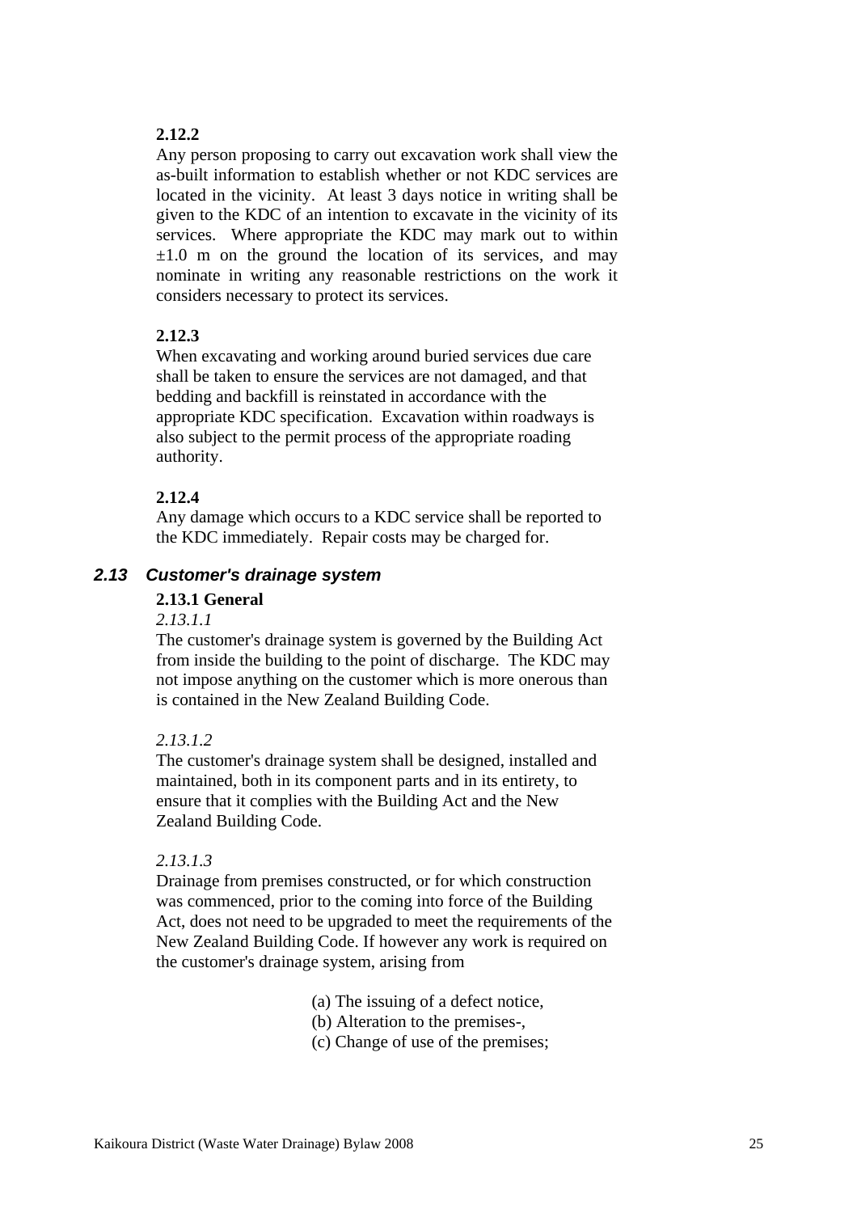**2.12.2**

Any person proposing to carry out excavation work shall view the as-built information to establish whether or not KDC services are located in the vicinity. At least 3 days notice in writing shall be given to the KDC of an intention to excavate in the vicinity of its services. Where appropriate the KDC may mark out to within ±1.0 m on the ground the location of its services, and may nominate in writing any reasonable restrictions on the work it considers necessary to protect its services.

**2.12.3**

When excavating and working around buried services due care shall be taken to ensure the services are not damaged, and that bedding and backfill is reinstated in accordance with the appropriate KDC specification. Excavation within roadways is also subject to the permit process of the appropriate roading authority.

**2.12.4**

Any damage which occurs to a KDC service shall be reported to the KDC immediately. Repair costs may be charged for.

## *2.13 Customer's drainage system*

**2.13.1 General**

*2.13.1.1*

The customer's drainage system is governed by the Building Act from inside the building to the point of discharge. The KDC may not impose anything on the customer which is more onerous than is contained in the New Zealand Building Code.

*2.13.1.2*

The customer's drainage system shall be designed, installed and maintained, both in its component parts and in its entirety, to ensure that it complies with the Building Act and the New Zealand Building Code.

*2.13.1.3*

Drainage from premises constructed, or for which construction was commenced, prior to the coming into force of the Building Act, does not need to be upgraded to meet the requirements of the New Zealand Building Code. If however any work is required on the customer's drainage system, arising from

(a) The issuing of a defect notice,
(b) Alteration to the premises-,
(c) Change of use of the premises;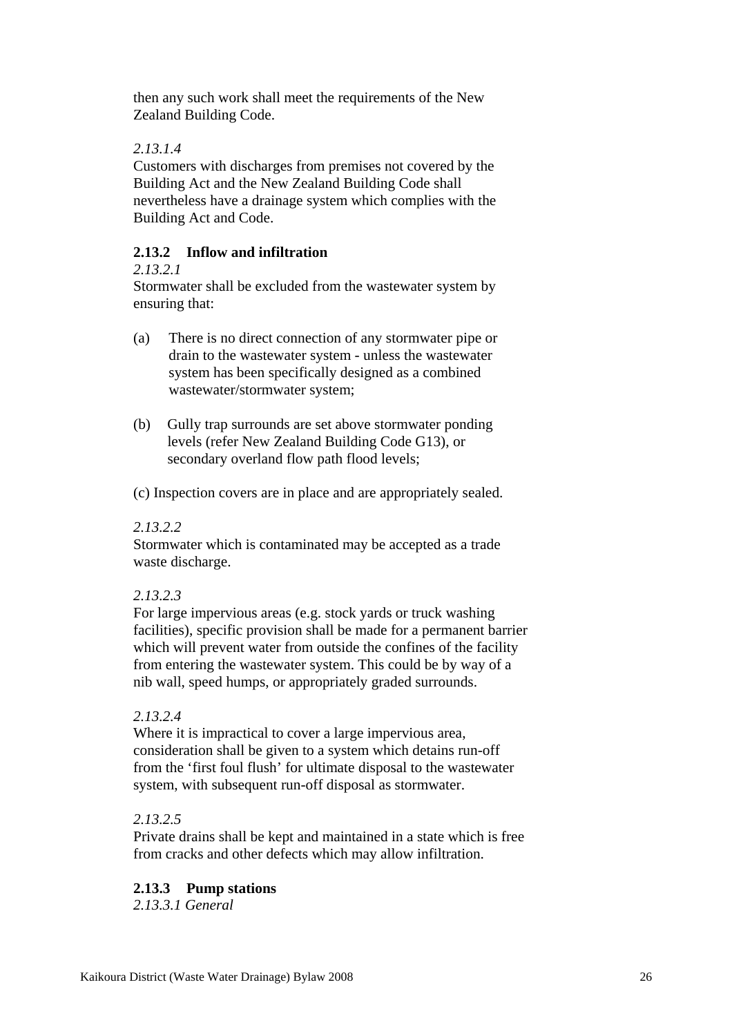then any such work shall meet the requirements of the New Zealand Building Code.

*2.13.1.4*

Customers with discharges from premises not covered by the Building Act and the New Zealand Building Code shall nevertheless have a drainage system which complies with the Building Act and Code.

### 2.13.2 Inflow and infiltration

*2.13.2.1*

Stormwater shall be excluded from the wastewater system by ensuring that:

(a) There is no direct connection of any stormwater pipe or drain to the wastewater system - unless the wastewater system has been specifically designed as a combined wastewater/stormwater system;

(b) Gully trap surrounds are set above stormwater ponding levels (refer New Zealand Building Code G13), or secondary overland flow path flood levels;

(c) Inspection covers are in place and are appropriately sealed.

*2.13.2.2*

Stormwater which is contaminated may be accepted as a trade waste discharge.

*2.13.2.3*

For large impervious areas (e.g. stock yards or truck washing facilities), specific provision shall be made for a permanent barrier which will prevent water from outside the confines of the facility from entering the wastewater system. This could be by way of a nib wall, speed humps, or appropriately graded surrounds.

*2.13.2.4*

Where it is impractical to cover a large impervious area, consideration shall be given to a system which detains run-off from the 'first foul flush' for ultimate disposal to the wastewater system, with subsequent run-off disposal as stormwater.

*2.13.2.5*

Private drains shall be kept and maintained in a state which is free from cracks and other defects which may allow infiltration.

### 2.13.3 Pump stations

*2.13.3.1 General*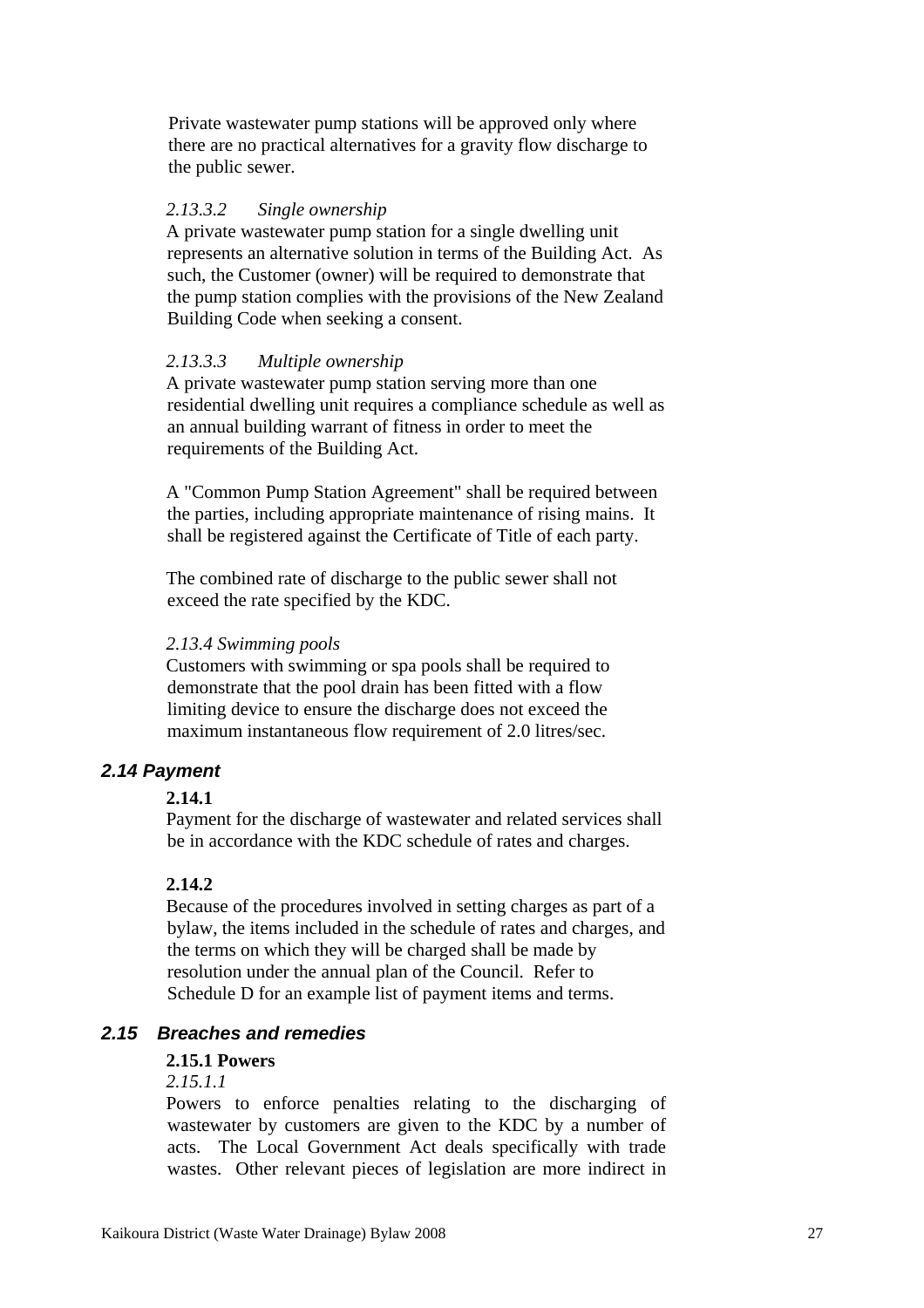Private wastewater pump stations will be approved only where there are no practical alternatives for a gravity flow discharge to the public sewer.

*2.13.3.2 Single ownership*

A private wastewater pump station for a single dwelling unit represents an alternative solution in terms of the Building Act. As such, the Customer (owner) will be required to demonstrate that the pump station complies with the provisions of the New Zealand Building Code when seeking a consent.

*2.13.3.3 Multiple ownership*

A private wastewater pump station serving more than one residential dwelling unit requires a compliance schedule as well as an annual building warrant of fitness in order to meet the requirements of the Building Act.

A "Common Pump Station Agreement" shall be required between the parties, including appropriate maintenance of rising mains. It shall be registered against the Certificate of Title of each party.

The combined rate of discharge to the public sewer shall not exceed the rate specified by the KDC.

*2.13.4 Swimming pools*

Customers with swimming or spa pools shall be required to demonstrate that the pool drain has been fitted with a flow limiting device to ensure the discharge does not exceed the maximum instantaneous flow requirement of 2.0 litres/sec.

## 2.14 Payment

**2.14.1**

Payment for the discharge of wastewater and related services shall be in accordance with the KDC schedule of rates and charges.

**2.14.2**

Because of the procedures involved in setting charges as part of a bylaw, the items included in the schedule of rates and charges, and the terms on which they will be charged shall be made by resolution under the annual plan of the Council. Refer to Schedule D for an example list of payment items and terms.

## 2.15 Breaches and remedies

**2.15.1 Powers**

*2.15.1.1*

Powers to enforce penalties relating to the discharging of wastewater by customers are given to the KDC by a number of acts. The Local Government Act deals specifically with trade wastes. Other relevant pieces of legislation are more indirect in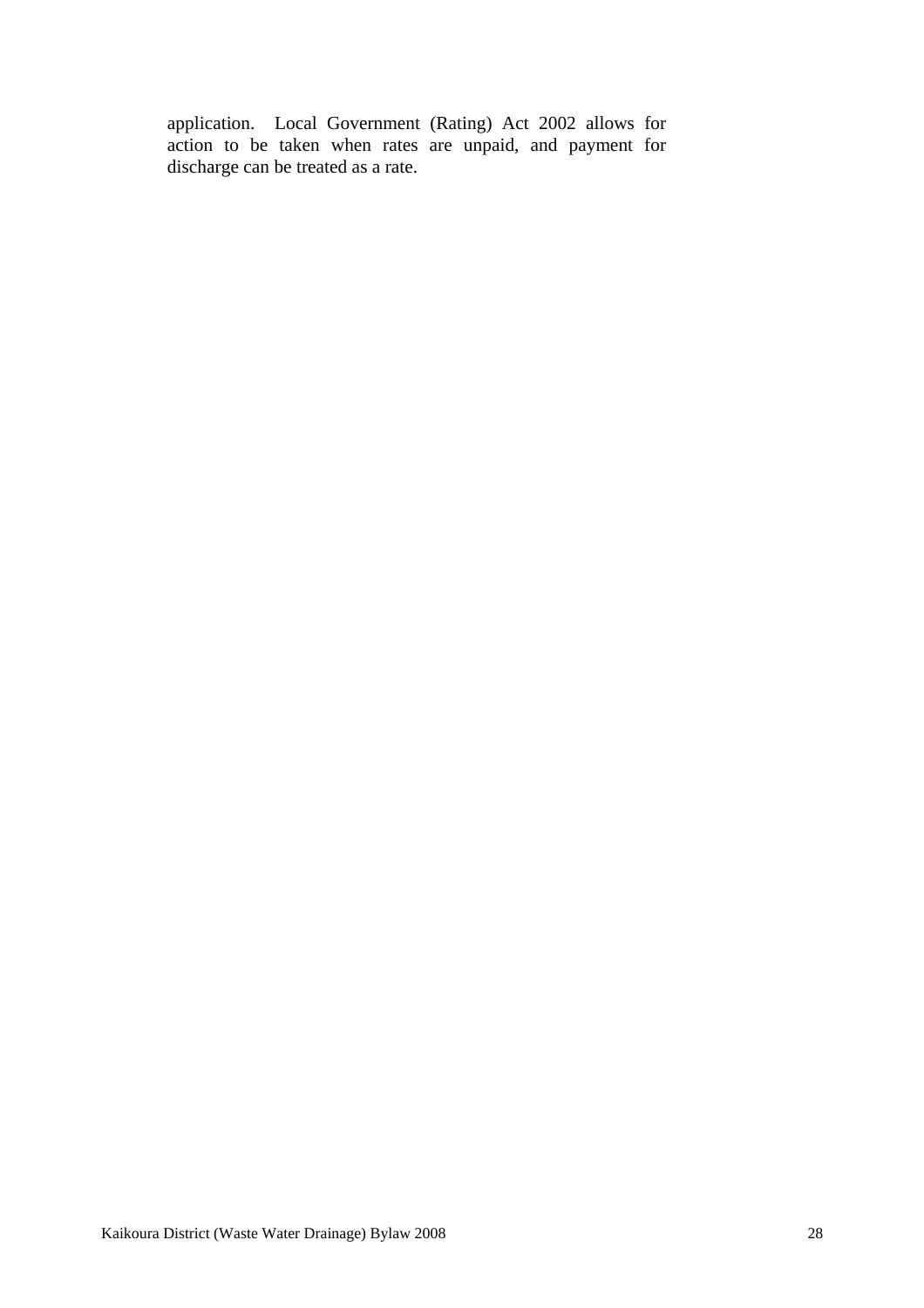application. Local Government (Rating) Act 2002 allows for action to be taken when rates are unpaid, and payment for discharge can be treated as a rate.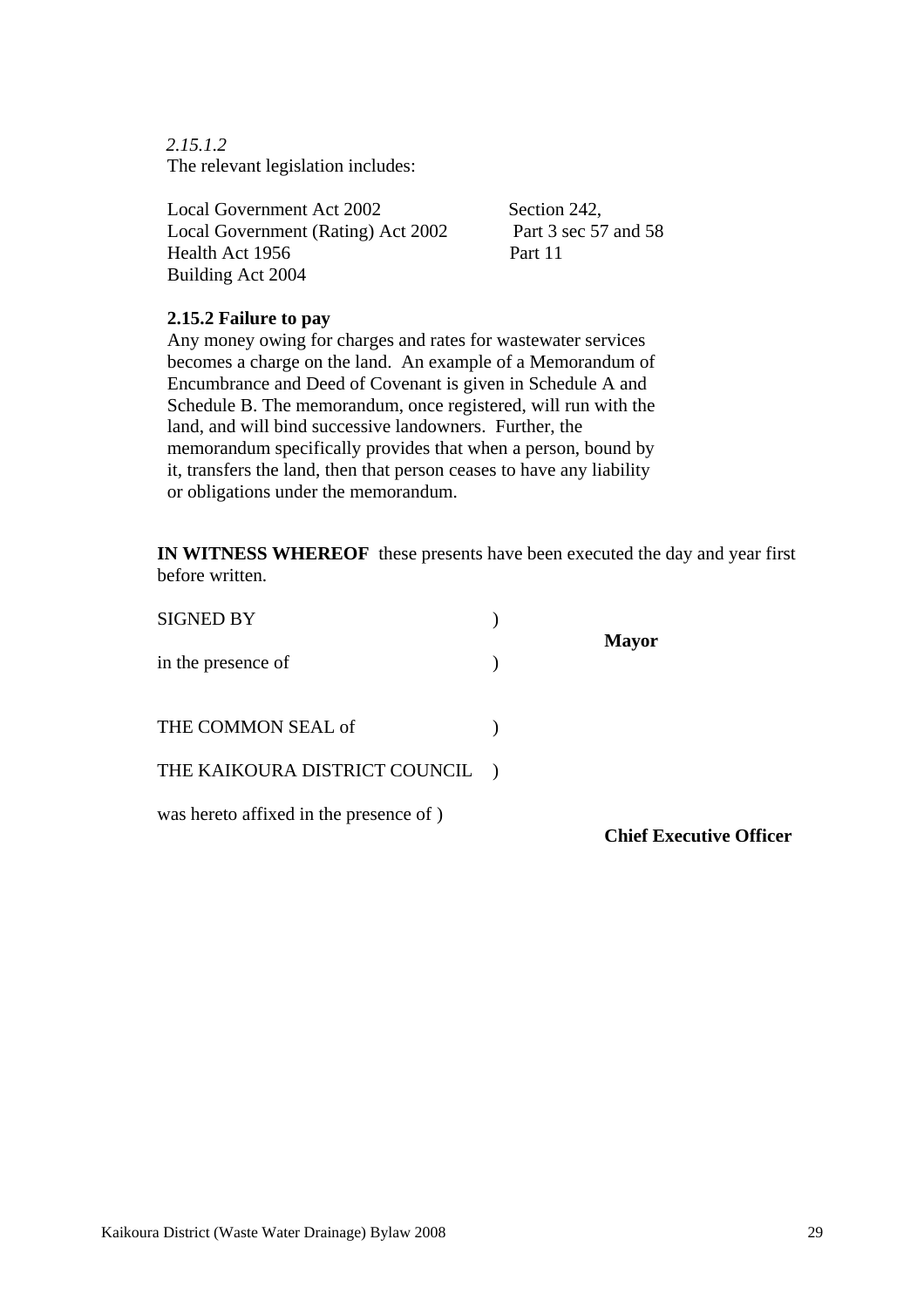*2.15.1.2*
The relevant legislation includes:

| | |
|---|---|
| Local Government Act 2002 | Section 242, |
| Local Government (Rating) Act 2002 | Part 3 sec 57 and 58 |
| Health Act 1956 | Part 11 |
| Building Act 2004 | |

**2.15.2 Failure to pay**

Any money owing for charges and rates for wastewater services becomes a charge on the land. An example of a Memorandum of Encumbrance and Deed of Covenant is given in Schedule A and Schedule B. The memorandum, once registered, will run with the land, and will bind successive landowners. Further, the memorandum specifically provides that when a person, bound by it, transfers the land, then that person ceases to have any liability or obligations under the memorandum.

**IN WITNESS WHEREOF** these presents have been executed the day and year first before written.

SIGNED BY )
in the presence of ) **Mayor**

THE COMMON SEAL of )
THE KAIKOURA DISTRICT COUNCIL )
was hereto affixed in the presence of ) **Chief Executive Officer**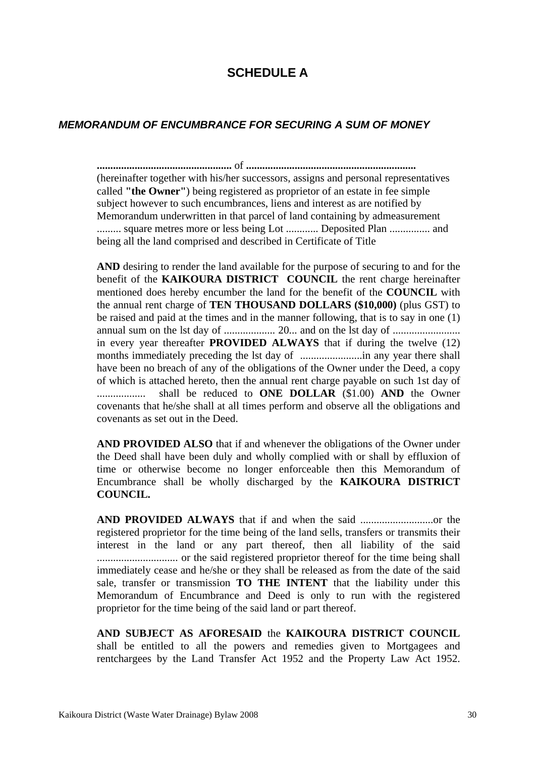# SCHEDULE A

## *MEMORANDUM OF ENCUMBRANCE FOR SECURING A SUM OF MONEY*

**..................................................** of **...............................................................**
(hereinafter together with his/her successors, assigns and personal representatives called **"the Owner"**) being registered as proprietor of an estate in fee simple subject however to such encumbrances, liens and interest as are notified by Memorandum underwritten in that parcel of land containing by admeasurement ......... square metres more or less being Lot ............ Deposited Plan ............... and being all the land comprised and described in Certificate of Title

**AND** desiring to render the land available for the purpose of securing to and for the benefit of the **KAIKOURA DISTRICT COUNCIL** the rent charge hereinafter mentioned does hereby encumber the land for the benefit of the **COUNCIL** with the annual rent charge of **TEN THOUSAND DOLLARS ($10,000)** (plus GST) to be raised and paid at the times and in the manner following, that is to say in one (1) annual sum on the lst day of ................... 20... and on the lst day of ......................... in every year thereafter **PROVIDED ALWAYS** that if during the twelve (12) months immediately preceding the lst day of .......................in any year there shall have been no breach of any of the obligations of the Owner under the Deed, a copy of which is attached hereto, then the annual rent charge payable on such 1st day of .................. shall be reduced to **ONE DOLLAR** ($1.00) **AND** the Owner covenants that he/she shall at all times perform and observe all the obligations and covenants as set out in the Deed.

**AND PROVIDED ALSO** that if and whenever the obligations of the Owner under the Deed shall have been duly and wholly complied with or shall by effluxion of time or otherwise become no longer enforceable then this Memorandum of Encumbrance shall be wholly discharged by the **KAIKOURA DISTRICT COUNCIL.**

**AND PROVIDED ALWAYS** that if and when the said ...........................or the registered proprietor for the time being of the land sells, transfers or transmits their interest in the land or any part thereof, then all liability of the said ............................. or the said registered proprietor thereof for the time being shall immediately cease and he/she or they shall be released as from the date of the said sale, transfer or transmission **TO THE INTENT** that the liability under this Memorandum of Encumbrance and Deed is only to run with the registered proprietor for the time being of the said land or part thereof.

**AND SUBJECT AS AFORESAID** the **KAIKOURA DISTRICT COUNCIL** shall be entitled to all the powers and remedies given to Mortgagees and rentchargees by the Land Transfer Act 1952 and the Property Law Act 1952.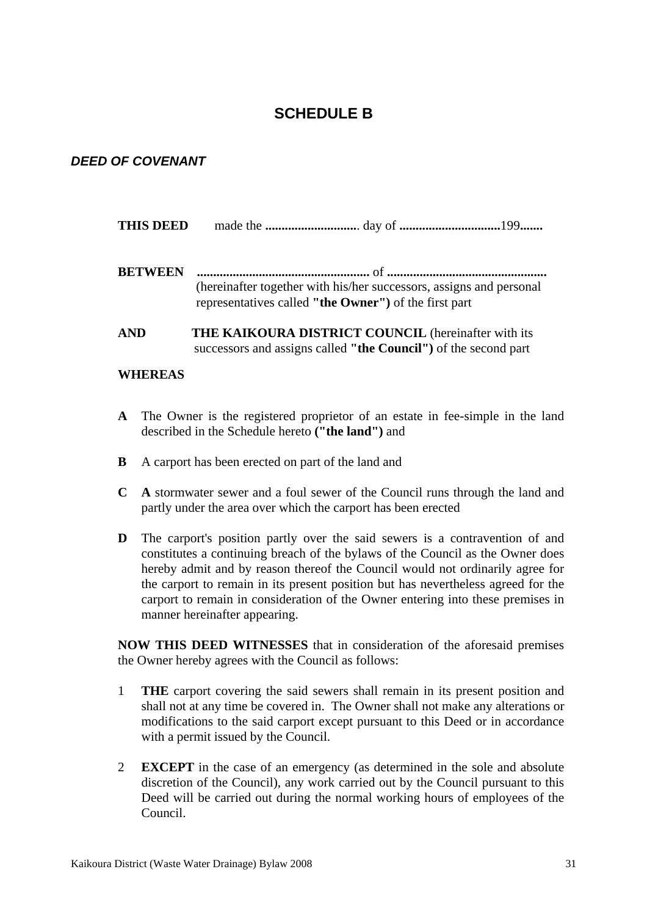# SCHEDULE B

***DEED OF COVENANT***

**THIS DEED** made the **............................**. day of **..............................**199**.......**

**BETWEEN** **.....................................................** of **................................................**
(hereinafter together with his/her successors, assigns and personal representatives called **"the Owner")** of the first part

**AND** **THE KAIKOURA DISTRICT COUNCIL** (hereinafter with its successors and assigns called **"the Council")** of the second part

**WHEREAS**

**A** The Owner is the registered proprietor of an estate in fee-simple in the land described in the Schedule hereto **("the land")** and

**B** A carport has been erected on part of the land and

**C** **A** stormwater sewer and a foul sewer of the Council runs through the land and partly under the area over which the carport has been erected

**D** The carport's position partly over the said sewers is a contravention of and constitutes a continuing breach of the bylaws of the Council as the Owner does hereby admit and by reason thereof the Council would not ordinarily agree for the carport to remain in its present position but has nevertheless agreed for the carport to remain in consideration of the Owner entering into these premises in manner hereinafter appearing.

**NOW THIS DEED WITNESSES** that in consideration of the aforesaid premises the Owner hereby agrees with the Council as follows:

1 **THE** carport covering the said sewers shall remain in its present position and shall not at any time be covered in. The Owner shall not make any alterations or modifications to the said carport except pursuant to this Deed or in accordance with a permit issued by the Council.

2 **EXCEPT** in the case of an emergency (as determined in the sole and absolute discretion of the Council), any work carried out by the Council pursuant to this Deed will be carried out during the normal working hours of employees of the Council.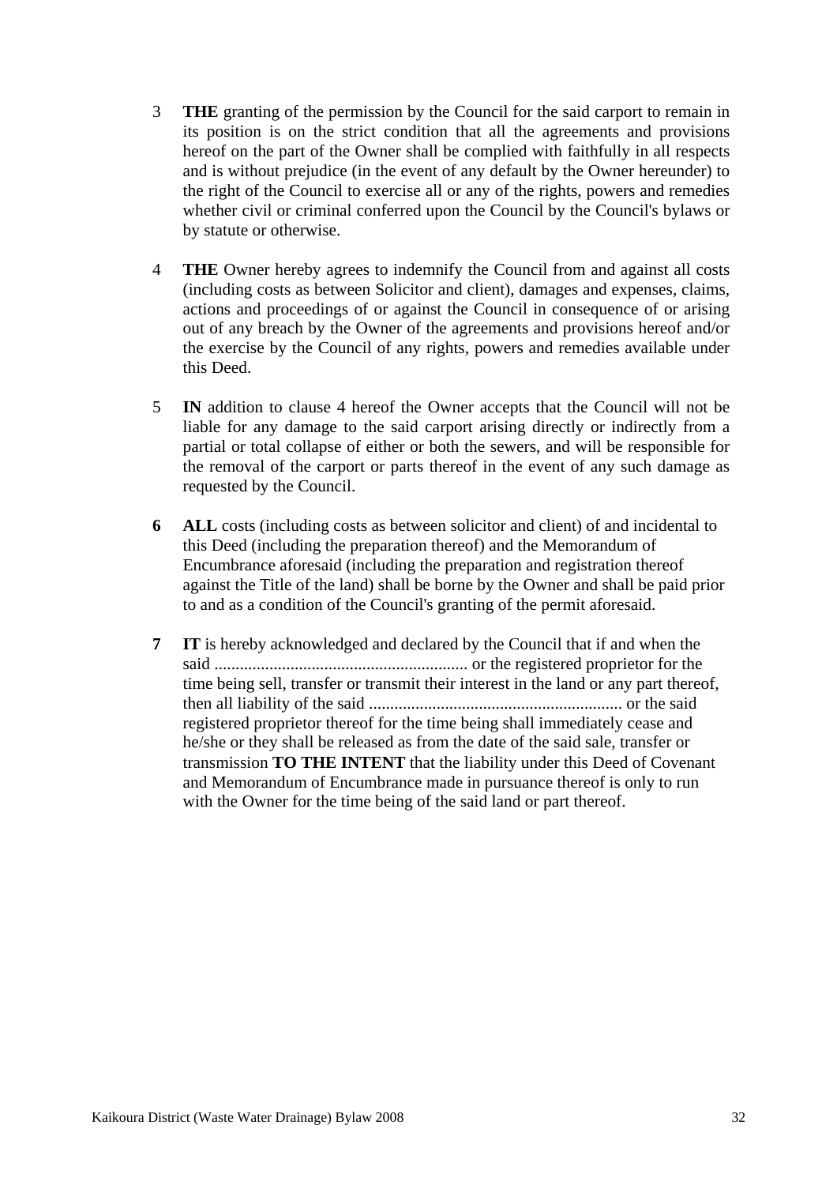3 **THE** granting of the permission by the Council for the said carport to remain in its position is on the strict condition that all the agreements and provisions hereof on the part of the Owner shall be complied with faithfully in all respects and is without prejudice (in the event of any default by the Owner hereunder) to the right of the Council to exercise all or any of the rights, powers and remedies whether civil or criminal conferred upon the Council by the Council's bylaws or by statute or otherwise.

4 **THE** Owner hereby agrees to indemnify the Council from and against all costs (including costs as between Solicitor and client), damages and expenses, claims, actions and proceedings of or against the Council in consequence of or arising out of any breach by the Owner of the agreements and provisions hereof and/or the exercise by the Council of any rights, powers and remedies available under this Deed.

5 **IN** addition to clause 4 hereof the Owner accepts that the Council will not be liable for any damage to the said carport arising directly or indirectly from a partial or total collapse of either or both the sewers, and will be responsible for the removal of the carport or parts thereof in the event of any such damage as requested by the Council.

**6** **ALL** costs (including costs as between solicitor and client) of and incidental to this Deed (including the preparation thereof) and the Memorandum of Encumbrance aforesaid (including the preparation and registration thereof against the Title of the land) shall be borne by the Owner and shall be paid prior to and as a condition of the Council's granting of the permit aforesaid.

**7** **IT** is hereby acknowledged and declared by the Council that if and when the said ............................................................ or the registered proprietor for the time being sell, transfer or transmit their interest in the land or any part thereof, then all liability of the said ............................................................ or the said registered proprietor thereof for the time being shall immediately cease and he/she or they shall be released as from the date of the said sale, transfer or transmission **TO THE INTENT** that the liability under this Deed of Covenant and Memorandum of Encumbrance made in pursuance thereof is only to run with the Owner for the time being of the said land or part thereof.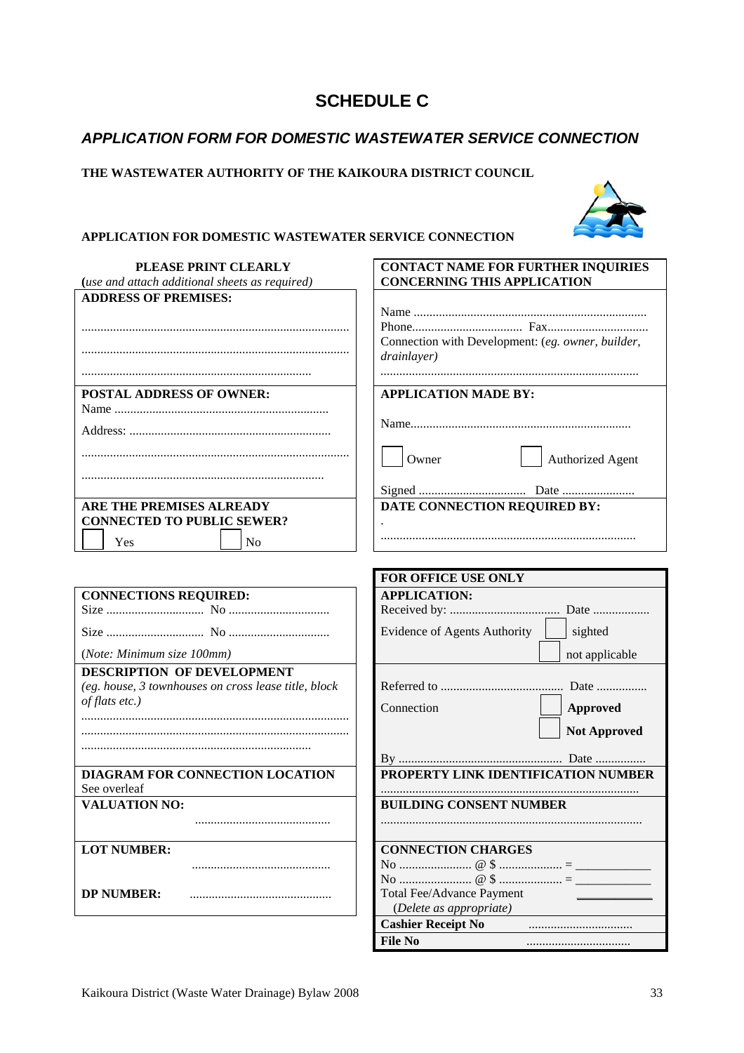# SCHEDULE C

## *APPLICATION FORM FOR DOMESTIC WASTEWATER SERVICE CONNECTION*

**THE WASTEWATER AUTHORITY OF THE KAIKOURA DISTRICT COUNCIL**

**APPLICATION FOR DOMESTIC WASTEWATER SERVICE CONNECTION**

| **PLEASE PRINT CLEARLY** (*use and attach additional sheets as required*) | **CONTACT NAME FOR FURTHER INQUIRIES CONCERNING THIS APPLICATION** |
|---|---|
| **ADDRESS OF PREMISES:** ............................................ ............................................ ............................................ | Name ............................................ Phone.................................. Fax................................ Connection with Development: (*eg. owner, builder, drainlayer*) ............................................ |
| **POSTAL ADDRESS OF OWNER:** Name ............................................ Address: ............................................ ............................................ ............................................ | **APPLICATION MADE BY:** Name............................................ ☐ Owner ☐ Authorized Agent Signed ................................. Date ....................... |
| **ARE THE PREMISES ALREADY CONNECTED TO PUBLIC SEWER?** ☐ Yes ☐ No | **DATE CONNECTION REQUIRED BY:** . ............................................ |

| | **FOR OFFICE USE ONLY** |
|---|---|
| **CONNECTIONS REQUIRED:** Size .............................. No ............................... Size .............................. No ............................... (*Note: Minimum size 100mm*) | **APPLICATION:** Received by: .................................. Date ................. Evidence of Agents Authority ☐ sighted ☐ not applicable |
| **DESCRIPTION OF DEVELOPMENT** (*eg. house, 3 townhouses on cross lease title, block of flats etc.)* ............................................ ............................................ ............................................ | Referred to ...................................... Date ............... Connection ☐ **Approved** ☐ **Not Approved** By ............................................ Date ............... |
| **DIAGRAM FOR CONNECTION LOCATION** See overleaf | **PROPERTY LINK IDENTIFICATION NUMBER** ............................................ |
| **VALUATION NO:** ............................................ | **BUILDING CONSENT NUMBER** ............................................ |
| **LOT NUMBER:** ............................................ **DP NUMBER:** ............................................ | **CONNECTION CHARGES** No ...................... @ $ ................... = ___________ No ...................... @ $ ................... = ___________ Total Fee/Advance Payment ___________ (*Delete as appropriate*) |
| | **Cashier Receipt No** ................................ |
| | **File No** ................................ |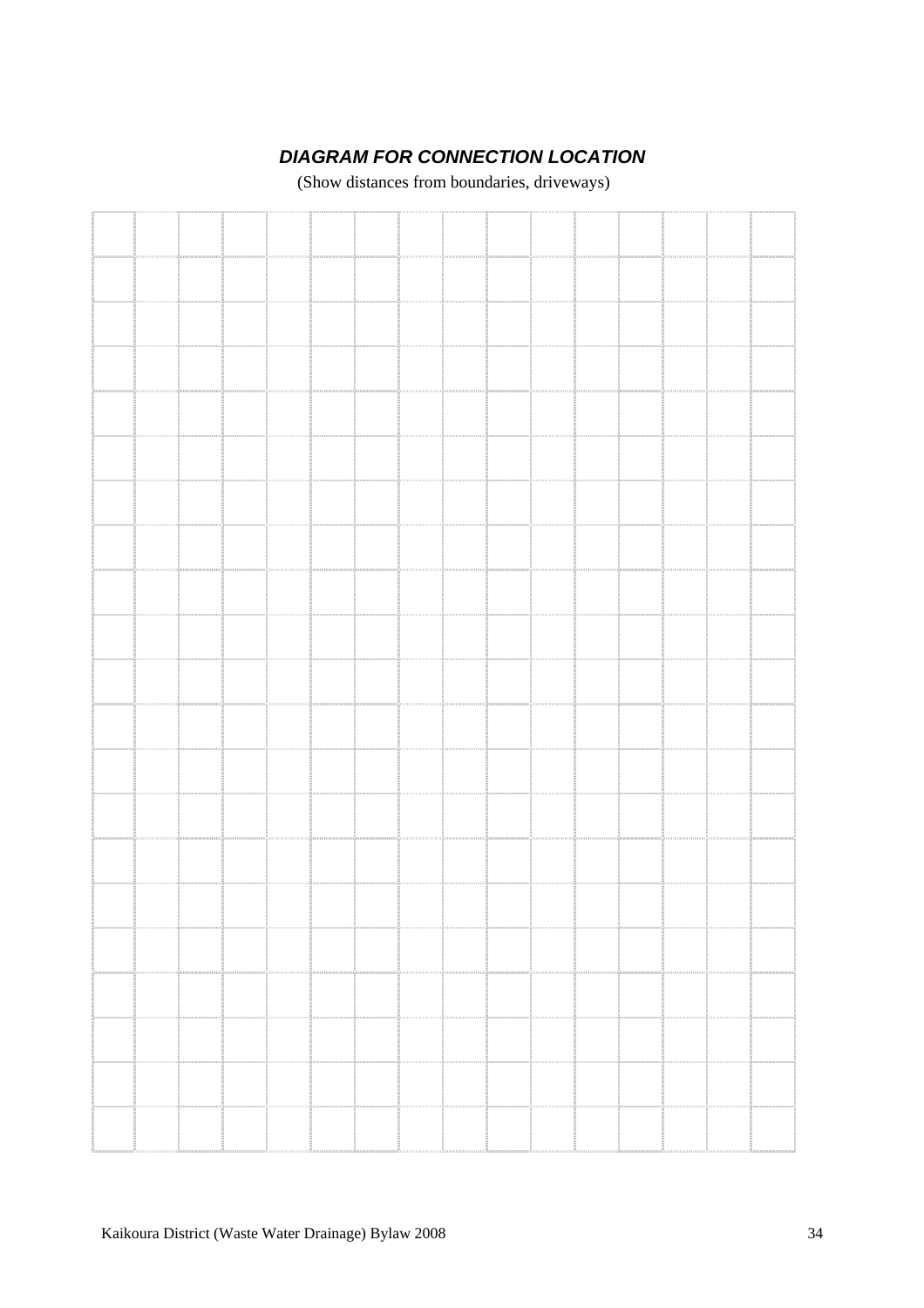***DIAGRAM FOR CONNECTION LOCATION***

(Show distances from boundaries, driveways)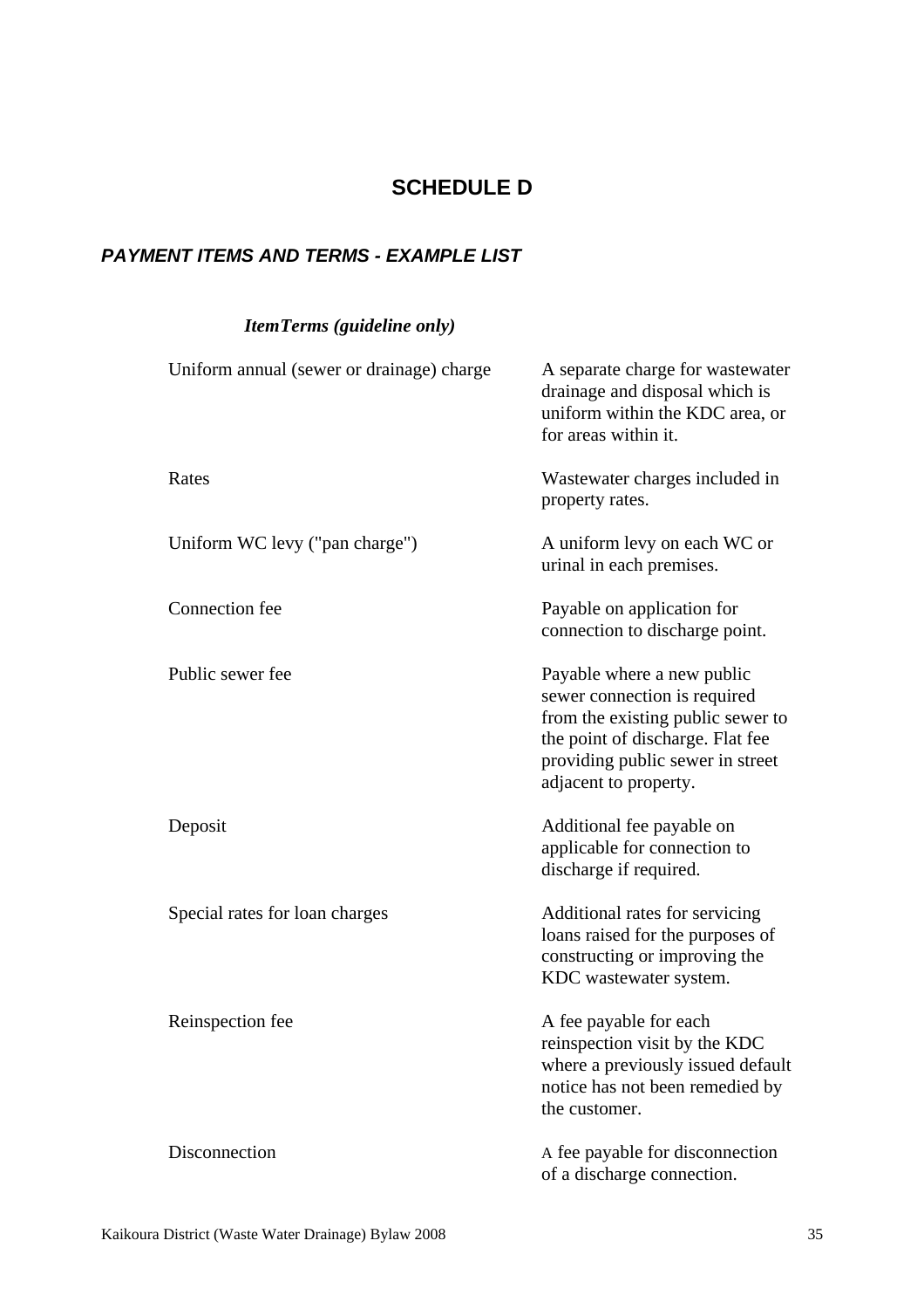# SCHEDULE D

## *PAYMENT ITEMS AND TERMS - EXAMPLE LIST*

| *Item* | *Terms (guideline only)* |
|---|---|
| Uniform annual (sewer or drainage) charge | A separate charge for wastewater drainage and disposal which is uniform within the KDC area, or for areas within it. |
| Rates | Wastewater charges included in property rates. |
| Uniform WC levy ("pan charge") | A uniform levy on each WC or urinal in each premises. |
| Connection fee | Payable on application for connection to discharge point. |
| Public sewer fee | Payable where a new public sewer connection is required from the existing public sewer to the point of discharge. Flat fee providing public sewer in street adjacent to property. |
| Deposit | Additional fee payable on applicable for connection to discharge if required. |
| Special rates for loan charges | Additional rates for servicing loans raised for the purposes of constructing or improving the KDC wastewater system. |
| Reinspection fee | A fee payable for each reinspection visit by the KDC where a previously issued default notice has not been remedied by the customer. |
| Disconnection | A fee payable for disconnection of a discharge connection. |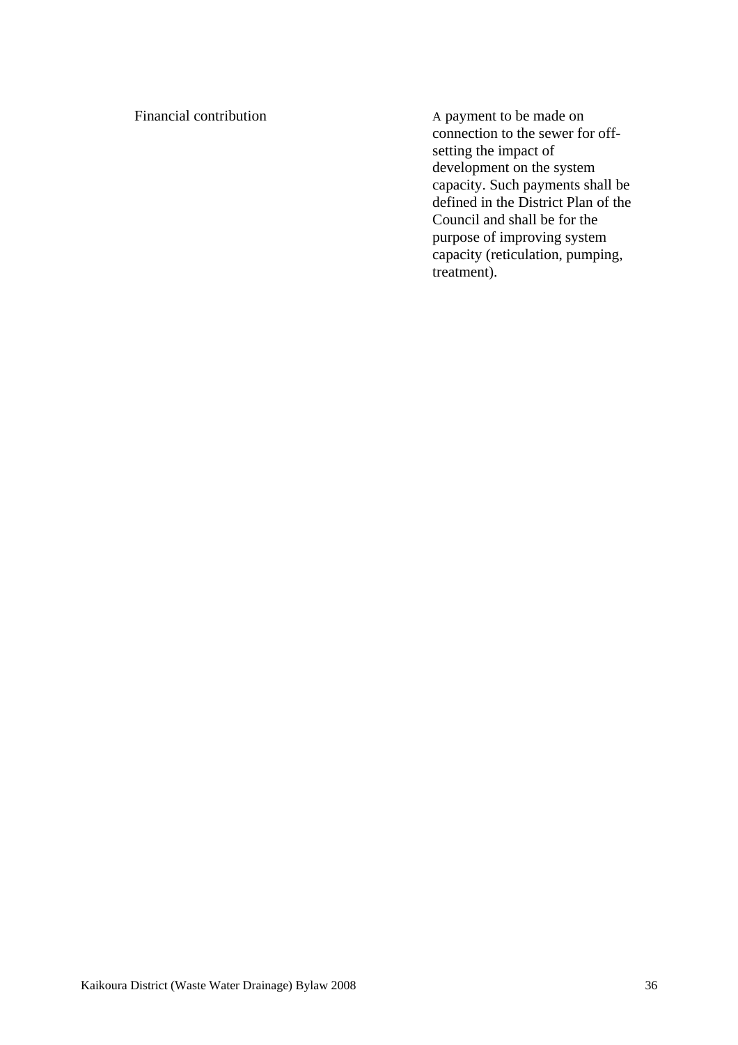| | |
|---|---|
| Financial contribution | A payment to be made on connection to the sewer for off-setting the impact of development on the system capacity. Such payments shall be defined in the District Plan of the Council and shall be for the purpose of improving system capacity (reticulation, pumping, treatment). |